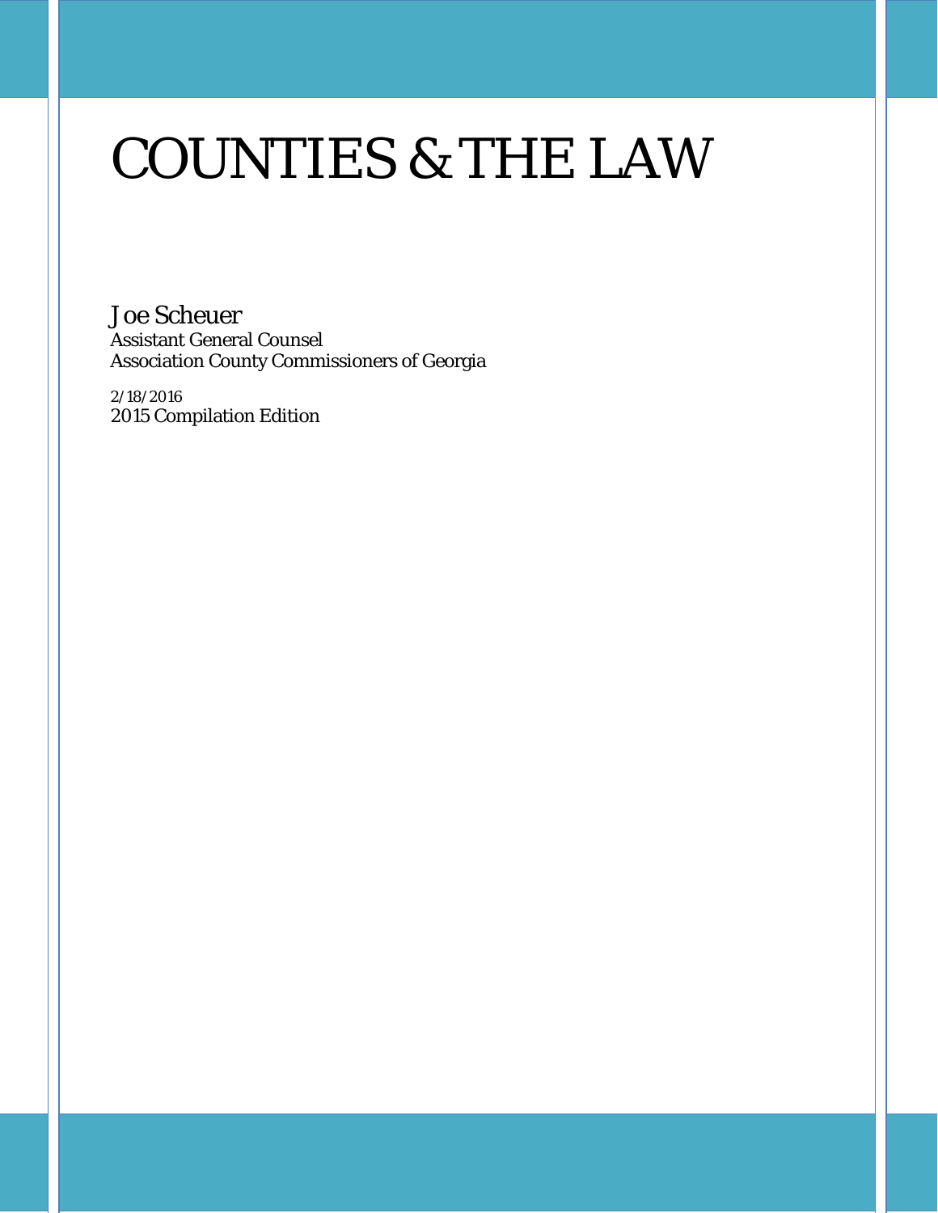# COUNTIES & THE LAW

Joe Scheuer
Assistant General Counsel
Association County Commissioners of Georgia

2/18/2016
2015 Compilation Edition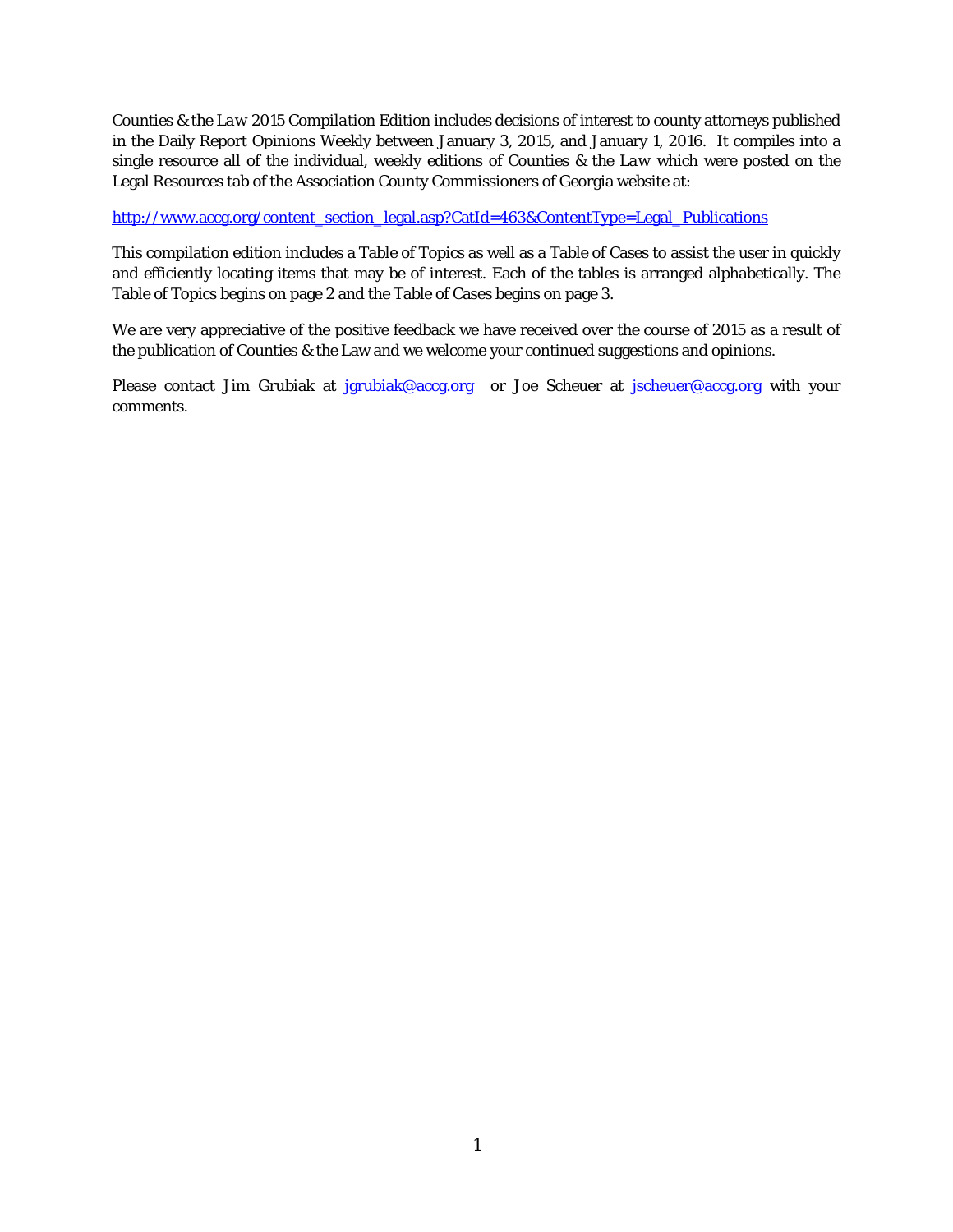*Counties & the Law 2015 Compilation Edition* includes decisions of interest to county attorneys published in the Daily Report Opinions Weekly between January 3, 2015, and January 1, 2016. It compiles into a single resource all of the individual, weekly editions of *Counties & the Law* which were posted on the Legal Resources tab of the Association County Commissioners of Georgia website at:

[http://www.accg.org/content_section_legal.asp?CatId=463&ContentType=Legal_Publications](http://www.accg.org/content_section_legal.asp?CatId=463&ContentType=Legal_Publications)

This compilation edition includes a Table of Topics as well as a Table of Cases to assist the user in quickly and efficiently locating items that may be of interest. Each of the tables is arranged alphabetically. The Table of Topics begins on page 2 and the Table of Cases begins on page 3.

We are very appreciative of the positive feedback we have received over the course of 2015 as a result of the publication of Counties & the Law and we welcome your continued suggestions and opinions.

Please contact Jim Grubiak at [jgrubiak@accg.org](mailto:jgrubiak@accg.org) or Joe Scheuer at [jscheuer@accg.org](mailto:jscheuer@accg.org) with your comments.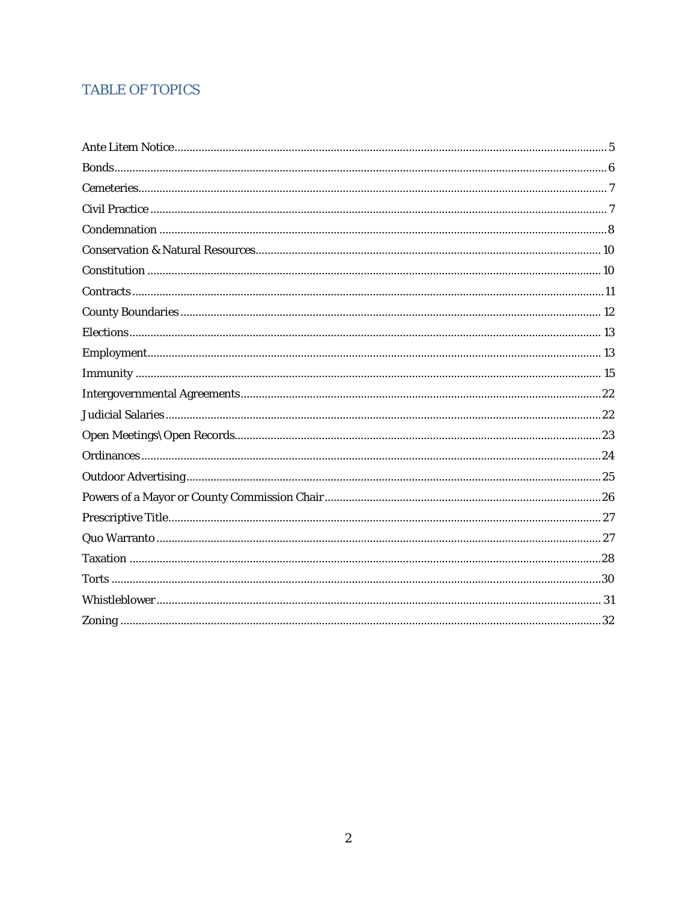## TABLE OF TOPICS

Ante Litem Notice .......... 5
Bonds .......... 6
Cemeteries .......... 7
Civil Practice .......... 7
Condemnation .......... 8
Conservation & Natural Resources .......... 10
Constitution .......... 10
Contracts .......... 11
County Boundaries .......... 12
Elections .......... 13
Employment .......... 13
Immunity .......... 15
Intergovernmental Agreements .......... 22
Judicial Salaries .......... 22
Open Meetings\Open Records .......... 23
Ordinances .......... 24
Outdoor Advertising .......... 25
Powers of a Mayor or County Commission Chair .......... 26
Prescriptive Title .......... 27
Quo Warranto .......... 27
Taxation .......... 28
Torts .......... 30
Whistleblower .......... 31
Zoning .......... 32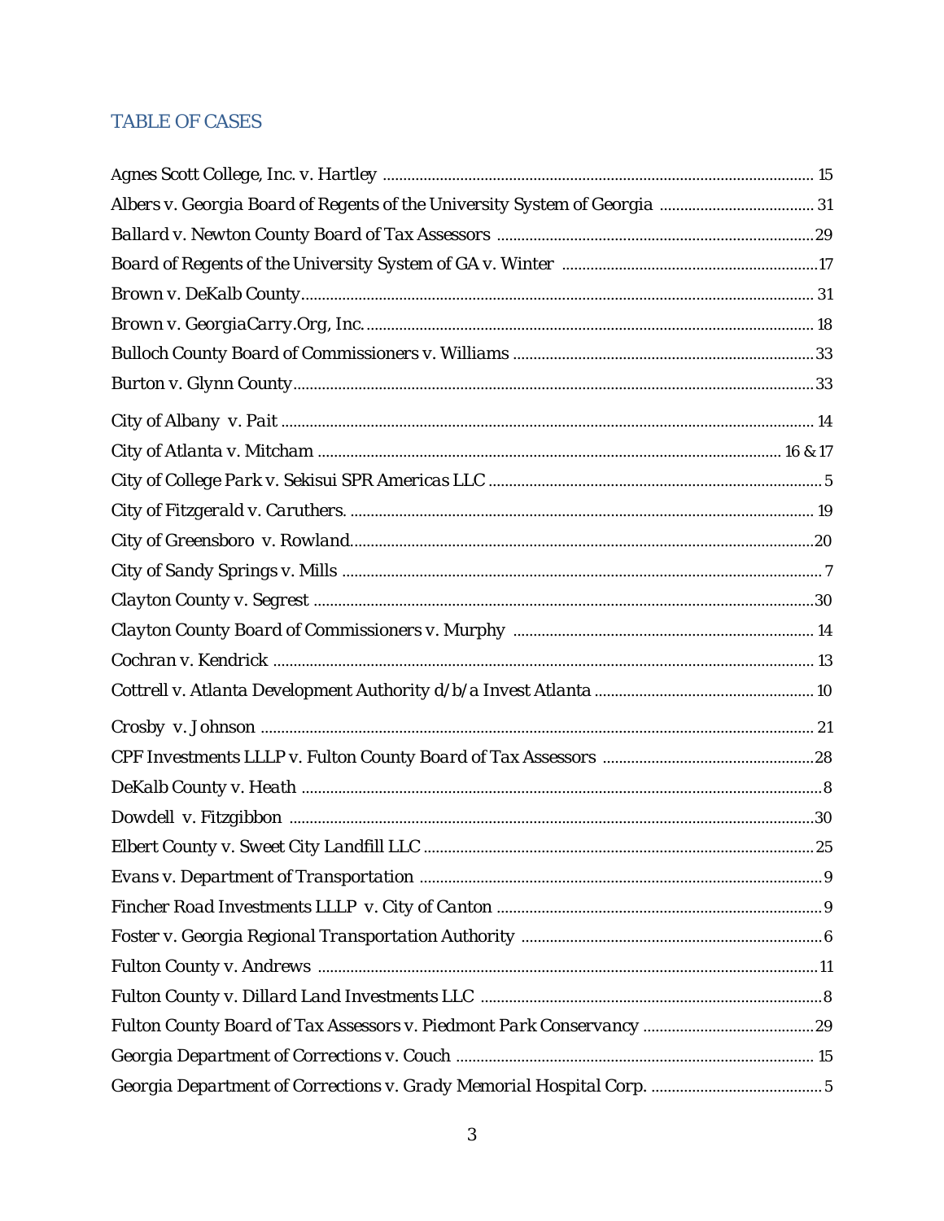## TABLE OF CASES

*Agnes Scott College, Inc. v. Hartley* ........ 15

*Albers v. Georgia Board of Regents of the University System of Georgia* ........ 31

*Ballard v. Newton County Board of Tax Assessors* ........ 29

*Board of Regents of the University System of GA v. Winter* ........ 17

*Brown v. DeKalb County* ........ 31

*Brown v. GeorgiaCarry.Org, Inc.* ........ 18

*Bulloch County Board of Commissioners v. Williams* ........ 33

*Burton v. Glynn County* ........ 33

*City of Albany v. Pait* ........ 14

*City of Atlanta v. Mitcham* ........ 16 & 17

*City of College Park v. Sekisui SPR Americas LLC* ........ 5

*City of Fitzgerald v. Caruthers.* ........ 19

*City of Greensboro v. Rowland* ........ 20

*City of Sandy Springs v. Mills* ........ 7

*Clayton County v. Segrest* ........ 30

*Clayton County Board of Commissioners v. Murphy* ........ 14

*Cochran v. Kendrick* ........ 13

*Cottrell v. Atlanta Development Authority d/b/a Invest Atlanta* ........ 10

*Crosby v. Johnson* ........ 21

*CPF Investments LLLP v. Fulton County Board of Tax Assessors* ........ 28

*DeKalb County v. Heath* ........ 8

*Dowdell v. Fitzgibbon* ........ 30

*Elbert County v. Sweet City Landfill LLC* ........ 25

*Evans v. Department of Transportation* ........ 9

*Fincher Road Investments LLLP v. City of Canton* ........ 9

*Foster v. Georgia Regional Transportation Authority* ........ 6

*Fulton County v. Andrews* ........ 11

*Fulton County v. Dillard Land Investments LLC* ........ 8

*Fulton County Board of Tax Assessors v. Piedmont Park Conservancy* ........ 29

*Georgia Department of Corrections v. Couch* ........ 15

*Georgia Department of Corrections v. Grady Memorial Hospital Corp.* ........ 5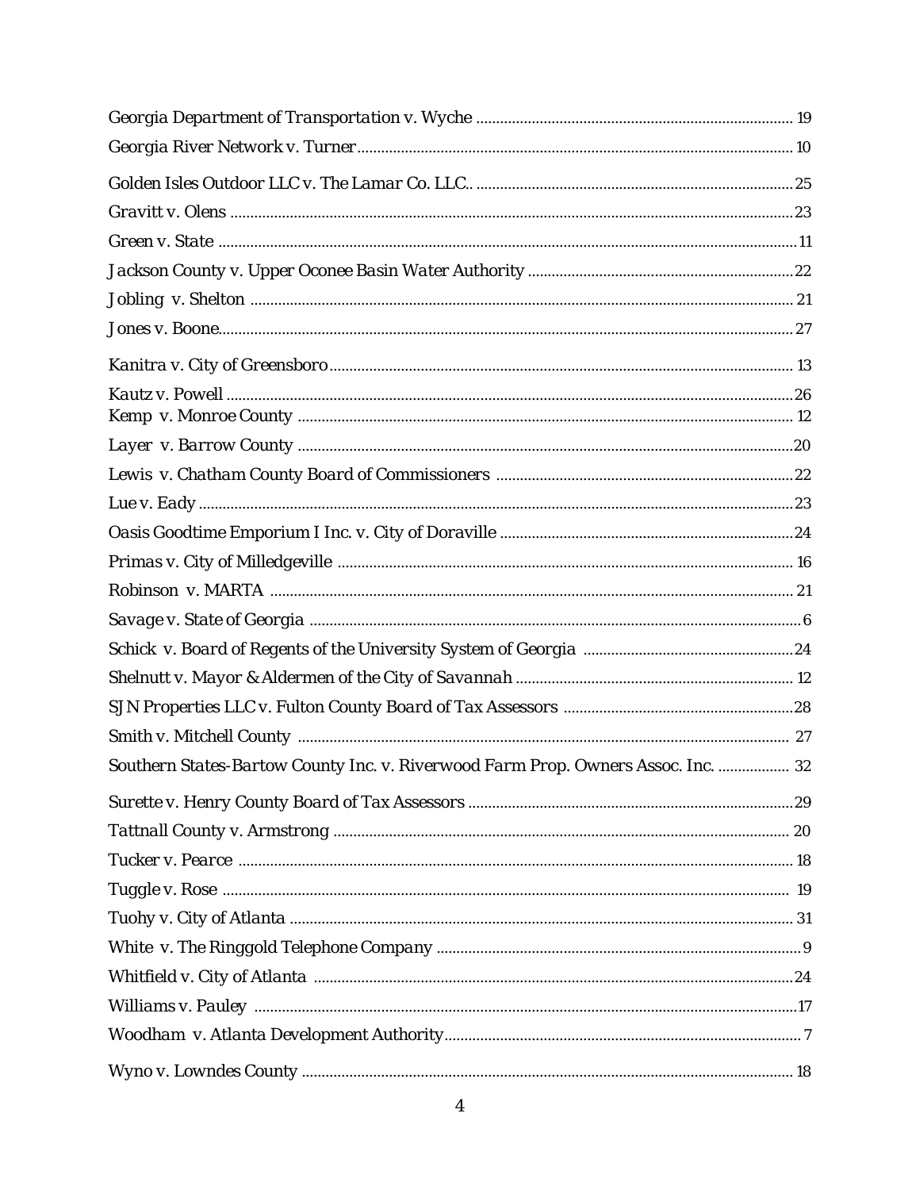*Georgia Department of Transportation v. Wyche* .................................................. 19

*Georgia River Network v. Turner*................................................................ 10

*Golden Isles Outdoor LLC v. The Lamar Co. LLC*.. ................................................ 25

*Gravitt v. Olens* ............................................................................ 23

*Green v. State* .............................................................................. 11

*Jackson County v. Upper Oconee Basin Water Authority* ............................................. 22

*Jobling v. Shelton* ........................................................................... 21

*Jones v. Boone*................................................................................ 27

*Kanitra v. City of Greensboro*................................................................... 13

*Kautz v. Powell* .............................................................................. 26

*Kemp v. Monroe County* ....................................................................... 12

*Layer v. Barrow County* ........................................................................ 20

*Lewis v. Chatham County Board of Commissioners* ................................................ 22

*Lue v. Eady* .................................................................................. 23

*Oasis Goodtime Emporium I Inc. v. City of Doraville* ............................................... 24

*Primas v. City of Milledgeville* ................................................................. 16

*Robinson v. MARTA* .......................................................................... 21

*Savage v. State of Georgia* ..................................................................... 6

*Schick v. Board of Regents of the University System of Georgia* ..................................... 24

*Shelnutt v. Mayor & Aldermen of the City of Savannah* ............................................. 12

*SJN Properties LLC v. Fulton County Board of Tax Assessors* ....................................... 28

*Smith v. Mitchell County* ...................................................................... 27

*Southern States-Bartow County Inc. v. Riverwood Farm Prop. Owners Assoc. Inc.* .................. 32

*Surette v. Henry County Board of Tax Assessors* ................................................... 29

*Tattnall County v. Armstrong* ................................................................... 20

*Tucker v. Pearce* ............................................................................. 18

*Tuggle v. Rose* ............................................................................... 19

*Tuohy v. City of Atlanta* ....................................................................... 31

*White v. The Ringgold Telephone Company* ......................................................... 9

*Whitfield v. City of Atlanta* .................................................................... 24

*Williams v. Pauley* ............................................................................ 17

*Woodham v. Atlanta Development Authority*........................................................ 7

*Wyno v. Lowndes County* ...................................................................... 18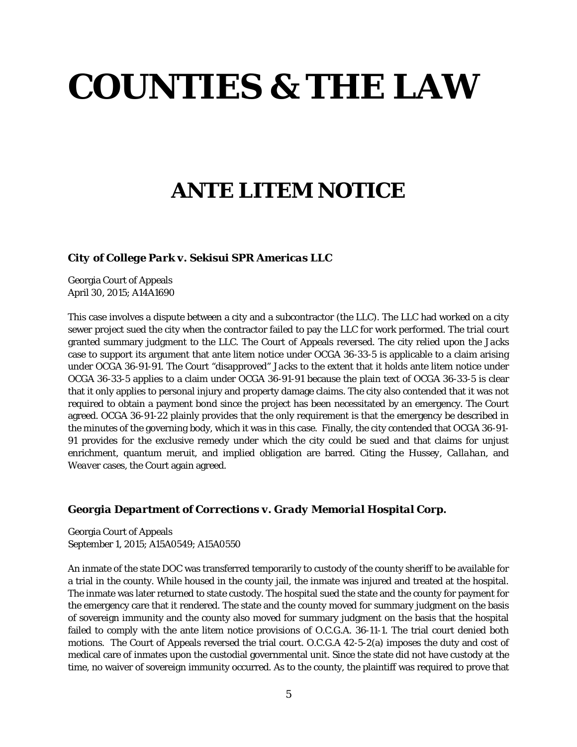# COUNTIES & THE LAW

## ANTE LITEM NOTICE

***City of College Park v. Sekisui SPR Americas LLC***

Georgia Court of Appeals
April 30, 2015; A14A1690

This case involves a dispute between a city and a subcontractor (the LLC). The LLC had worked on a city sewer project sued the city when the contractor failed to pay the LLC for work performed. The trial court granted summary judgment to the LLC. The Court of Appeals reversed. The city relied upon the *Jacks* case to support its argument that ante litem notice under OCGA 36-33-5 is applicable to a claim arising under OCGA 36-91-91. The Court "disapproved" *Jacks* to the extent that it holds ante litem notice under OCGA 36-33-5 applies to a claim under OCGA 36-91-91 because the plain text of OCGA 36-33-5 is clear that it only applies to personal injury and property damage claims. The city also contended that it was not required to obtain a payment bond since the project has been necessitated by an emergency. The Court agreed. OCGA 36-91-22 plainly provides that the only requirement is that the emergency be described in the minutes of the governing body, which it was in this case. Finally, the city contended that OCGA 36-91-91 provides for the exclusive remedy under which the city could be sued and that claims for unjust enrichment, quantum meruit, and implied obligation are barred. Citing the *Hussey*, *Callahan*, and *Weaver* cases, the Court again agreed.

***Georgia Department of Corrections v. Grady Memorial Hospital Corp.***

Georgia Court of Appeals
September 1, 2015; A15A0549; A15A0550

An inmate of the state DOC was transferred temporarily to custody of the county sheriff to be available for a trial in the county. While housed in the county jail, the inmate was injured and treated at the hospital. The inmate was later returned to state custody. The hospital sued the state and the county for payment for the emergency care that it rendered. The state and the county moved for summary judgment on the basis of sovereign immunity and the county also moved for summary judgment on the basis that the hospital failed to comply with the ante litem notice provisions of O.C.G.A. 36-11-1. The trial court denied both motions. The Court of Appeals reversed the trial court. O.C.G.A 42-5-2(a) imposes the duty and cost of medical care of inmates upon the custodial governmental unit. Since the state did not have custody at the time, no waiver of sovereign immunity occurred. As to the county, the plaintiff was required to prove that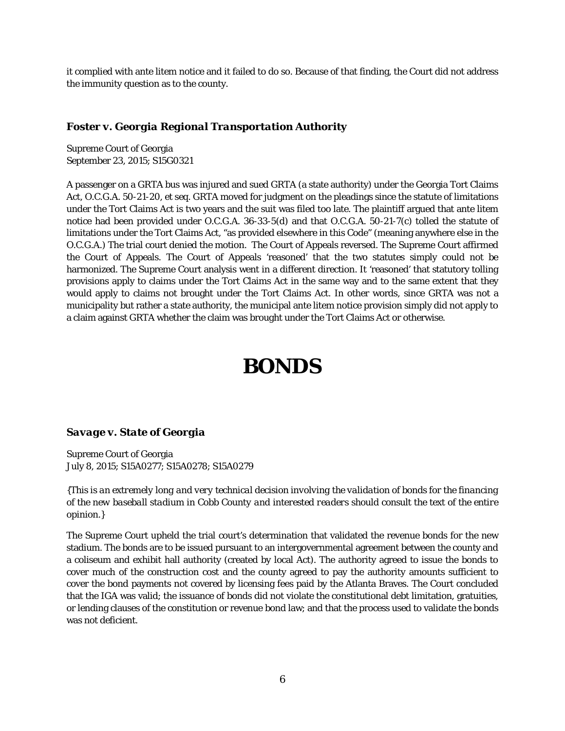it complied with ante litem notice and it failed to do so. Because of that finding, the Court did not address the immunity question as to the county.

### *Foster v. Georgia Regional Transportation Authority*

Supreme Court of Georgia
September 23, 2015; S15G0321

A passenger on a GRTA bus was injured and sued GRTA (a state authority) under the Georgia Tort Claims Act, O.C.G.A. 50-21-20, et seq. GRTA moved for judgment on the pleadings since the statute of limitations under the Tort Claims Act is two years and the suit was filed too late. The plaintiff argued that ante litem notice had been provided under O.C.G.A. 36-33-5(d) and that O.C.G.A. 50-21-7(c) tolled the statute of limitations under the Tort Claims Act, "as provided elsewhere in this Code" (meaning anywhere else in the O.C.G.A.) The trial court denied the motion. The Court of Appeals reversed. The Supreme Court affirmed the Court of Appeals. The Court of Appeals 'reasoned' that the two statutes simply could not be harmonized. The Supreme Court analysis went in a different direction. It 'reasoned' that statutory tolling provisions apply to claims under the Tort Claims Act in the same way and to the same extent that they would apply to claims not brought under the Tort Claims Act. In other words, since GRTA was not a municipality but rather a state authority, the municipal ante litem notice provision simply did not apply to a claim against GRTA whether the claim was brought under the Tort Claims Act or otherwise.

# BONDS

### *Savage v. State of Georgia*

Supreme Court of Georgia
July 8, 2015; S15A0277; S15A0278; S15A0279

*{This is an extremely long and very technical decision involving the validation of bonds for the financing of the new baseball stadium in Cobb County and interested readers should consult the text of the entire opinion.}*

The Supreme Court upheld the trial court's determination that validated the revenue bonds for the new stadium. The bonds are to be issued pursuant to an intergovernmental agreement between the county and a coliseum and exhibit hall authority (created by local Act). The authority agreed to issue the bonds to cover much of the construction cost and the county agreed to pay the authority amounts sufficient to cover the bond payments not covered by licensing fees paid by the Atlanta Braves. The Court concluded that the IGA was valid; the issuance of bonds did not violate the constitutional debt limitation, gratuities, or lending clauses of the constitution or revenue bond law; and that the process used to validate the bonds was not deficient.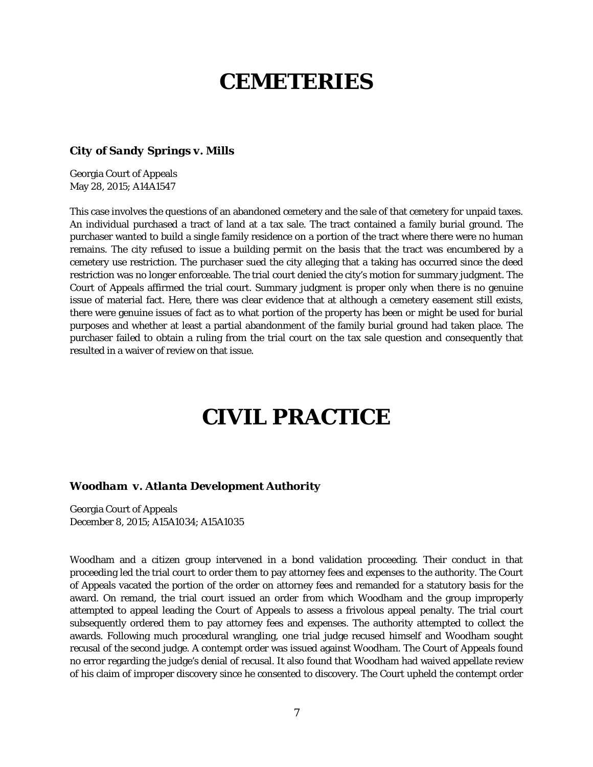# CEMETERIES

### *City of Sandy Springs v. Mills*

Georgia Court of Appeals
May 28, 2015; A14A1547

This case involves the questions of an abandoned cemetery and the sale of that cemetery for unpaid taxes. An individual purchased a tract of land at a tax sale. The tract contained a family burial ground. The purchaser wanted to build a single family residence on a portion of the tract where there were no human remains. The city refused to issue a building permit on the basis that the tract was encumbered by a cemetery use restriction. The purchaser sued the city alleging that a taking has occurred since the deed restriction was no longer enforceable. The trial court denied the city's motion for summary judgment. The Court of Appeals affirmed the trial court. Summary judgment is proper only when there is no genuine issue of material fact. Here, there was clear evidence that at although a cemetery easement still exists, there were genuine issues of fact as to what portion of the property has been or might be used for burial purposes and whether at least a partial abandonment of the family burial ground had taken place. The purchaser failed to obtain a ruling from the trial court on the tax sale question and consequently that resulted in a waiver of review on that issue.

# CIVIL PRACTICE

### *Woodham v. Atlanta Development Authority*

Georgia Court of Appeals
December 8, 2015; A15A1034; A15A1035

Woodham and a citizen group intervened in a bond validation proceeding. Their conduct in that proceeding led the trial court to order them to pay attorney fees and expenses to the authority. The Court of Appeals vacated the portion of the order on attorney fees and remanded for a statutory basis for the award. On remand, the trial court issued an order from which Woodham and the group improperly attempted to appeal leading the Court of Appeals to assess a frivolous appeal penalty. The trial court subsequently ordered them to pay attorney fees and expenses. The authority attempted to collect the awards. Following much procedural wrangling, one trial judge recused himself and Woodham sought recusal of the second judge. A contempt order was issued against Woodham. The Court of Appeals found no error regarding the judge's denial of recusal. It also found that Woodham had waived appellate review of his claim of improper discovery since he consented to discovery. The Court upheld the contempt order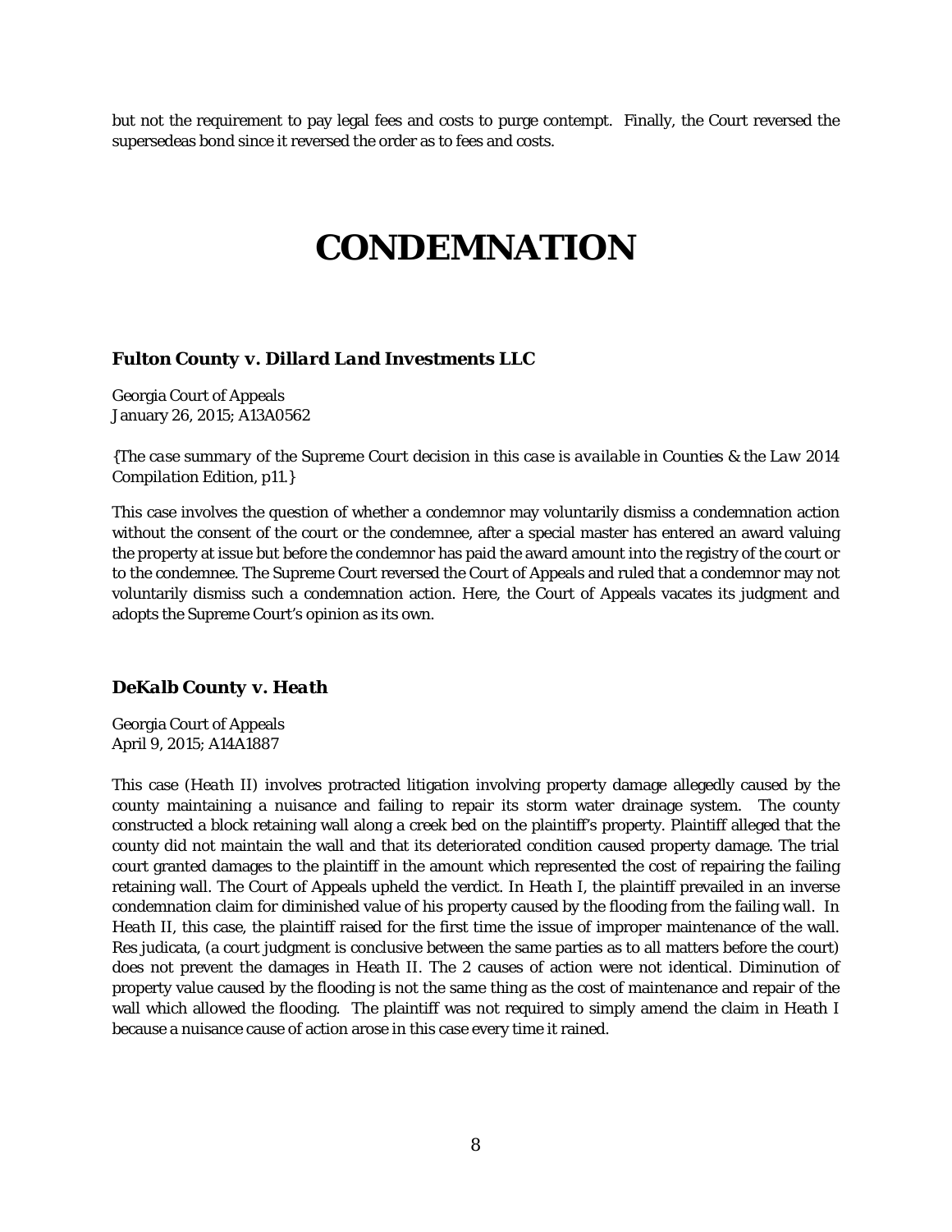but not the requirement to pay legal fees and costs to purge contempt. Finally, the Court reversed the supersedeas bond since it reversed the order as to fees and costs.

# CONDEMNATION

### *Fulton County v. Dillard Land Investments LLC*

Georgia Court of Appeals
January 26, 2015; A13A0562

*{The case summary of the Supreme Court decision in this case is available in Counties & the Law 2014 Compilation Edition, p11.}*

This case involves the question of whether a condemnor may voluntarily dismiss a condemnation action without the consent of the court or the condemnee, after a special master has entered an award valuing the property at issue but before the condemnor has paid the award amount into the registry of the court or to the condemnee. The Supreme Court reversed the Court of Appeals and ruled that a condemnor may not voluntarily dismiss such a condemnation action. Here, the Court of Appeals vacates its judgment and adopts the Supreme Court's opinion as its own.

### *DeKalb County v. Heath*

Georgia Court of Appeals
April 9, 2015; A14A1887

This case (*Heath II*) involves protracted litigation involving property damage allegedly caused by the county maintaining a nuisance and failing to repair its storm water drainage system. The county constructed a block retaining wall along a creek bed on the plaintiff's property. Plaintiff alleged that the county did not maintain the wall and that its deteriorated condition caused property damage. The trial court granted damages to the plaintiff in the amount which represented the cost of repairing the failing retaining wall. The Court of Appeals upheld the verdict. In *Heath I*, the plaintiff prevailed in an inverse condemnation claim for diminished value of his property caused by the flooding from the failing wall. In *Heath II*, this case, the plaintiff raised for the first time the issue of improper maintenance of the wall. Res judicata, (a court judgment is conclusive between the same parties as to all matters before the court) does not prevent the damages in *Heath II*. The 2 causes of action were not identical. Diminution of property value caused by the flooding is not the same thing as the cost of maintenance and repair of the wall which allowed the flooding. The plaintiff was not required to simply amend the claim in *Heath I* because a nuisance cause of action arose in this case every time it rained.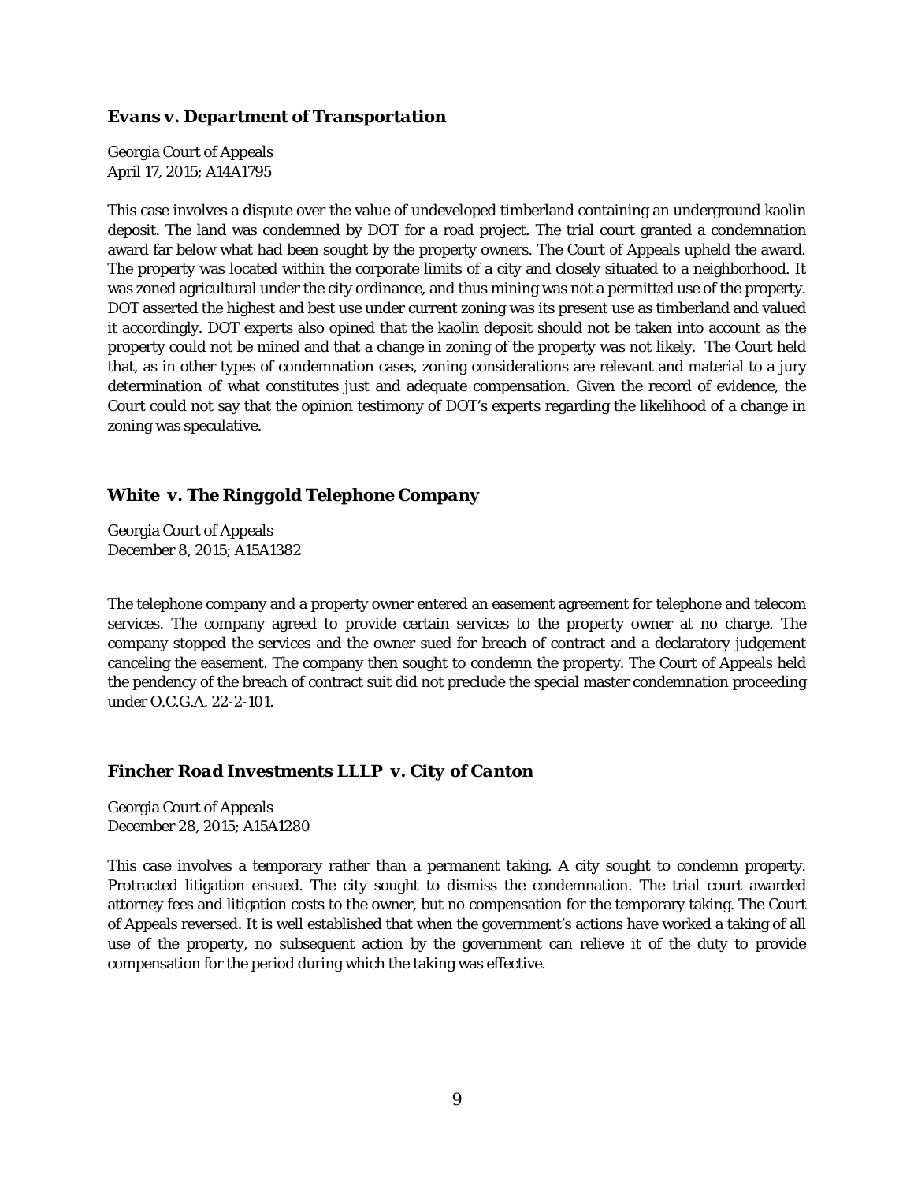### *Evans v. Department of Transportation*

Georgia Court of Appeals
April 17, 2015; A14A1795

This case involves a dispute over the value of undeveloped timberland containing an underground kaolin deposit. The land was condemned by DOT for a road project. The trial court granted a condemnation award far below what had been sought by the property owners. The Court of Appeals upheld the award. The property was located within the corporate limits of a city and closely situated to a neighborhood. It was zoned agricultural under the city ordinance, and thus mining was not a permitted use of the property. DOT asserted the highest and best use under current zoning was its present use as timberland and valued it accordingly. DOT experts also opined that the kaolin deposit should not be taken into account as the property could not be mined and that a change in zoning of the property was not likely. The Court held that, as in other types of condemnation cases, zoning considerations are relevant and material to a jury determination of what constitutes just and adequate compensation. Given the record of evidence, the Court could not say that the opinion testimony of DOT's experts regarding the likelihood of a change in zoning was speculative.

### *White v. The Ringgold Telephone Company*

Georgia Court of Appeals
December 8, 2015; A15A1382

The telephone company and a property owner entered an easement agreement for telephone and telecom services. The company agreed to provide certain services to the property owner at no charge. The company stopped the services and the owner sued for breach of contract and a declaratory judgement canceling the easement. The company then sought to condemn the property. The Court of Appeals held the pendency of the breach of contract suit did not preclude the special master condemnation proceeding under O.C.G.A. 22-2-101.

### *Fincher Road Investments LLLP v. City of Canton*

Georgia Court of Appeals
December 28, 2015; A15A1280

This case involves a temporary rather than a permanent taking. A city sought to condemn property. Protracted litigation ensued. The city sought to dismiss the condemnation. The trial court awarded attorney fees and litigation costs to the owner, but no compensation for the temporary taking. The Court of Appeals reversed. It is well established that when the government's actions have worked a taking of all use of the property, no subsequent action by the government can relieve it of the duty to provide compensation for the period during which the taking was effective.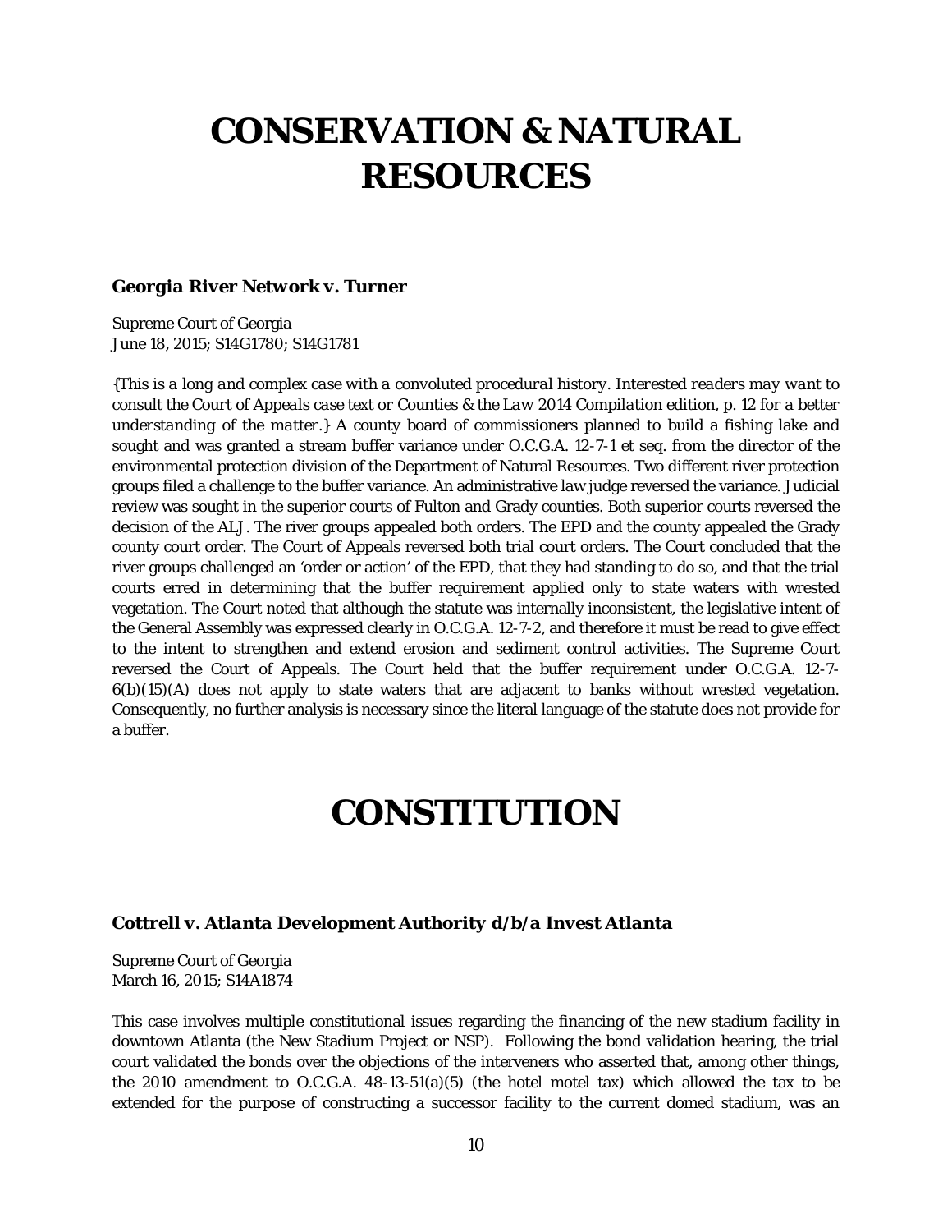# CONSERVATION & NATURAL RESOURCES

### Georgia River Network v. Turner

Supreme Court of Georgia
June 18, 2015; S14G1780; S14G1781

*{This is a long and complex case with a convoluted procedural history. Interested readers may want to consult the Court of Appeals case text or Counties & the Law 2014 Compilation edition, p. 12 for a better understanding of the matter.}* A county board of commissioners planned to build a fishing lake and sought and was granted a stream buffer variance under O.C.G.A. 12-7-1 et seq. from the director of the environmental protection division of the Department of Natural Resources. Two different river protection groups filed a challenge to the buffer variance. An administrative law judge reversed the variance. Judicial review was sought in the superior courts of Fulton and Grady counties. Both superior courts reversed the decision of the ALJ. The river groups appealed both orders. The EPD and the county appealed the Grady county court order. The Court of Appeals reversed both trial court orders. The Court concluded that the river groups challenged an 'order or action' of the EPD, that they had standing to do so, and that the trial courts erred in determining that the buffer requirement applied only to state waters with wrested vegetation. The Court noted that although the statute was internally inconsistent, the legislative intent of the General Assembly was expressed clearly in O.C.G.A. 12-7-2, and therefore it must be read to give effect to the intent to strengthen and extend erosion and sediment control activities. The Supreme Court reversed the Court of Appeals. The Court held that the buffer requirement under O.C.G.A. 12-7-6(b)(15)(A) does not apply to state waters that are adjacent to banks without wrested vegetation. Consequently, no further analysis is necessary since the literal language of the statute does not provide for a buffer.

# CONSTITUTION

### Cottrell v. Atlanta Development Authority d/b/a Invest Atlanta

Supreme Court of Georgia
March 16, 2015; S14A1874

This case involves multiple constitutional issues regarding the financing of the new stadium facility in downtown Atlanta (the New Stadium Project or NSP). Following the bond validation hearing, the trial court validated the bonds over the objections of the interveners who asserted that, among other things, the 2010 amendment to O.C.G.A. 48-13-51(a)(5) (the hotel motel tax) which allowed the tax to be extended for the purpose of constructing a successor facility to the current domed stadium, was an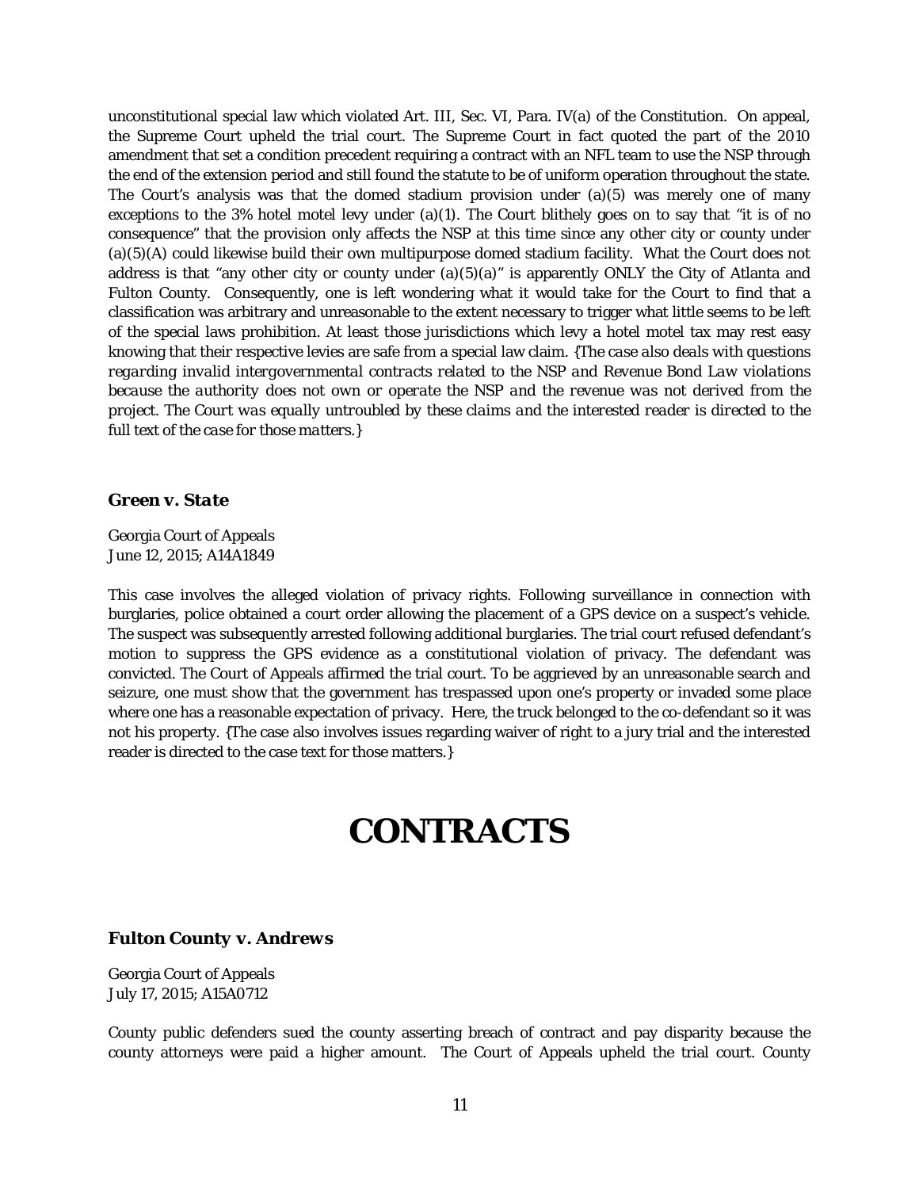unconstitutional special law which violated Art. III, Sec. VI, Para. IV(a) of the Constitution. On appeal, the Supreme Court upheld the trial court. The Supreme Court in fact quoted the part of the 2010 amendment that set a condition precedent requiring a contract with an NFL team to use the NSP through the end of the extension period and still found the statute to be of uniform operation throughout the state. The Court's analysis was that the domed stadium provision under (a)(5) was merely one of many exceptions to the 3% hotel motel levy under (a)(1). The Court blithely goes on to say that "it is of no consequence" that the provision only affects the NSP at this time since any other city or county under (a)(5)(A) could likewise build their own multipurpose domed stadium facility. What the Court does not address is that "any other city or county under (a)(5)(a)" is apparently ONLY the City of Atlanta and Fulton County. Consequently, one is left wondering what it would take for the Court to find that a classification was arbitrary and unreasonable to the extent necessary to trigger what little seems to be left of the special laws prohibition. At least those jurisdictions which levy a hotel motel tax may rest easy knowing that their respective levies are safe from a special law claim. *{The case also deals with questions regarding invalid intergovernmental contracts related to the NSP and Revenue Bond Law violations because the authority does not own or operate the NSP and the revenue was not derived from the project. The Court was equally untroubled by these claims and the interested reader is directed to the full text of the case for those matters.}*

### *Green v. State*

Georgia Court of Appeals
June 12, 2015; A14A1849

This case involves the alleged violation of privacy rights. Following surveillance in connection with burglaries, police obtained a court order allowing the placement of a GPS device on a suspect's vehicle. The suspect was subsequently arrested following additional burglaries. The trial court refused defendant's motion to suppress the GPS evidence as a constitutional violation of privacy. The defendant was convicted. The Court of Appeals affirmed the trial court. To be aggrieved by an unreasonable search and seizure, one must show that the government has trespassed upon one's property or invaded some place where one has a reasonable expectation of privacy. Here, the truck belonged to the co-defendant so it was not his property. {The case also involves issues regarding waiver of right to a jury trial and the interested reader is directed to the case text for those matters.}

# CONTRACTS

### *Fulton County v. Andrews*

Georgia Court of Appeals
July 17, 2015; A15A0712

County public defenders sued the county asserting breach of contract and pay disparity because the county attorneys were paid a higher amount. The Court of Appeals upheld the trial court. County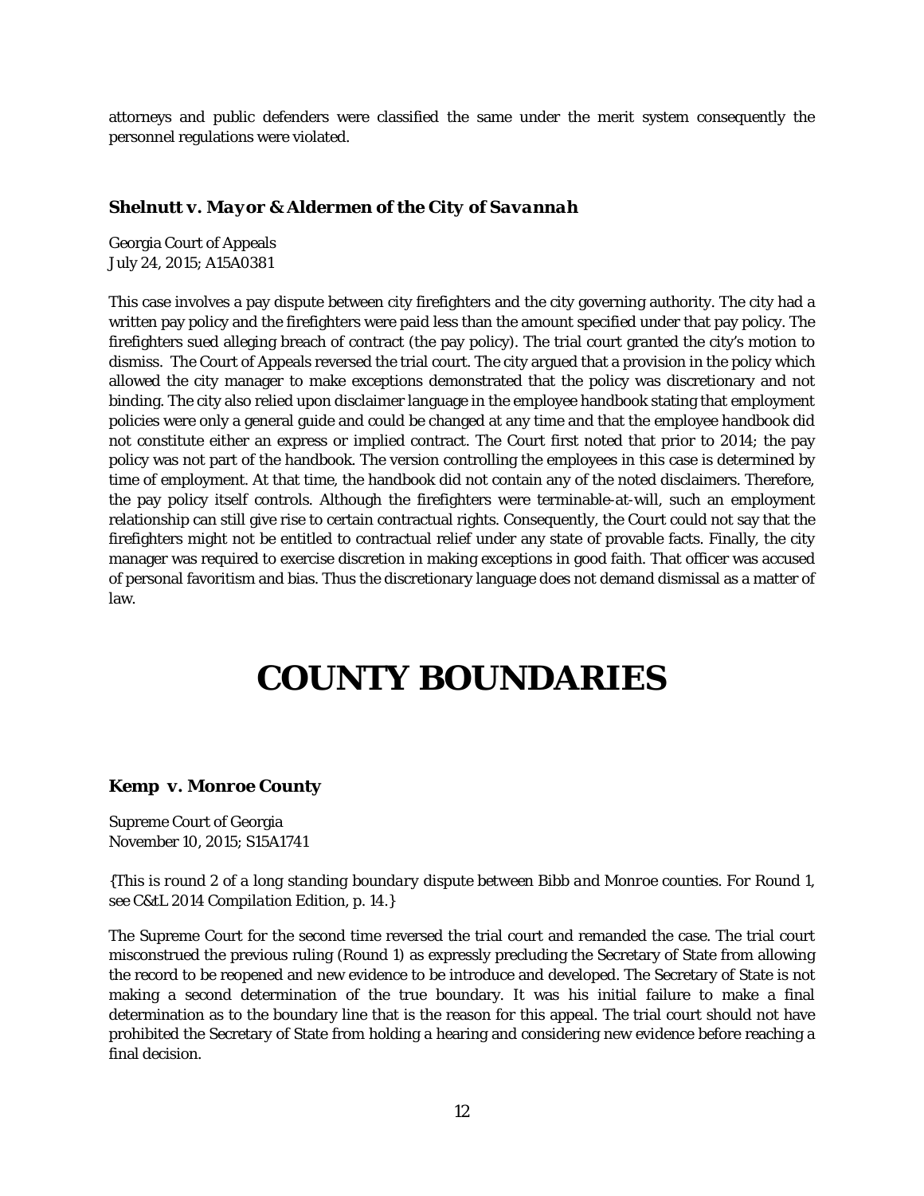attorneys and public defenders were classified the same under the merit system consequently the personnel regulations were violated.

### *Shelnutt v. Mayor & Aldermen of the City of Savannah*

Georgia Court of Appeals
July 24, 2015; A15A0381

This case involves a pay dispute between city firefighters and the city governing authority. The city had a written pay policy and the firefighters were paid less than the amount specified under that pay policy. The firefighters sued alleging breach of contract (the pay policy). The trial court granted the city's motion to dismiss. The Court of Appeals reversed the trial court. The city argued that a provision in the policy which allowed the city manager to make exceptions demonstrated that the policy was discretionary and not binding. The city also relied upon disclaimer language in the employee handbook stating that employment policies were only a general guide and could be changed at any time and that the employee handbook did not constitute either an express or implied contract. The Court first noted that prior to 2014; the pay policy was not part of the handbook. The version controlling the employees in this case is determined by time of employment. At that time, the handbook did not contain any of the noted disclaimers. Therefore, the pay policy itself controls. Although the firefighters were terminable-at-will, such an employment relationship can still give rise to certain contractual rights. Consequently, the Court could not say that the firefighters might not be entitled to contractual relief under any state of provable facts. Finally, the city manager was required to exercise discretion in making exceptions in good faith. That officer was accused of personal favoritism and bias. Thus the discretionary language does not demand dismissal as a matter of law.

# COUNTY BOUNDARIES

### *Kemp v. Monroe County*

Supreme Court of Georgia
November 10, 2015; S15A1741

*{This is round 2 of a long standing boundary dispute between Bibb and Monroe counties. For Round 1, see C&tL 2014 Compilation Edition, p. 14.}*

The Supreme Court for the second time reversed the trial court and remanded the case. The trial court misconstrued the previous ruling (Round 1) as expressly precluding the Secretary of State from allowing the record to be reopened and new evidence to be introduce and developed. The Secretary of State is not making a second determination of the true boundary. It was his initial failure to make a final determination as to the boundary line that is the reason for this appeal. The trial court should not have prohibited the Secretary of State from holding a hearing and considering new evidence before reaching a final decision.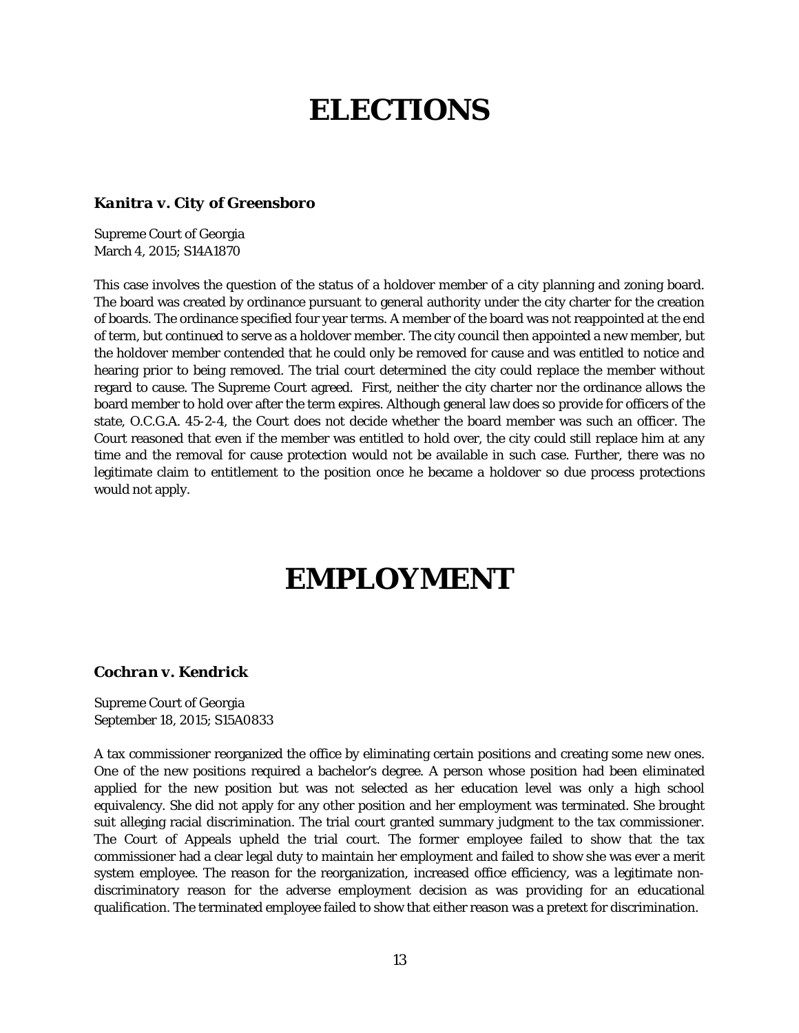# ELECTIONS

### *Kanitra v. City of Greensboro*

Supreme Court of Georgia
March 4, 2015; S14A1870

This case involves the question of the status of a holdover member of a city planning and zoning board. The board was created by ordinance pursuant to general authority under the city charter for the creation of boards. The ordinance specified four year terms. A member of the board was not reappointed at the end of term, but continued to serve as a holdover member. The city council then appointed a new member, but the holdover member contended that he could only be removed for cause and was entitled to notice and hearing prior to being removed. The trial court determined the city could replace the member without regard to cause. The Supreme Court agreed. First, neither the city charter nor the ordinance allows the board member to hold over after the term expires. Although general law does so provide for officers of the state, O.C.G.A. 45-2-4, the Court does not decide whether the board member was such an officer. The Court reasoned that even if the member was entitled to hold over, the city could still replace him at any time and the removal for cause protection would not be available in such case. Further, there was no legitimate claim to entitlement to the position once he became a holdover so due process protections would not apply.

# EMPLOYMENT

### *Cochran v. Kendrick*

Supreme Court of Georgia
September 18, 2015; S15A0833

A tax commissioner reorganized the office by eliminating certain positions and creating some new ones. One of the new positions required a bachelor's degree. A person whose position had been eliminated applied for the new position but was not selected as her education level was only a high school equivalency. She did not apply for any other position and her employment was terminated. She brought suit alleging racial discrimination. The trial court granted summary judgment to the tax commissioner. The Court of Appeals upheld the trial court. The former employee failed to show that the tax commissioner had a clear legal duty to maintain her employment and failed to show she was ever a merit system employee. The reason for the reorganization, increased office efficiency, was a legitimate non-discriminatory reason for the adverse employment decision as was providing for an educational qualification. The terminated employee failed to show that either reason was a pretext for discrimination.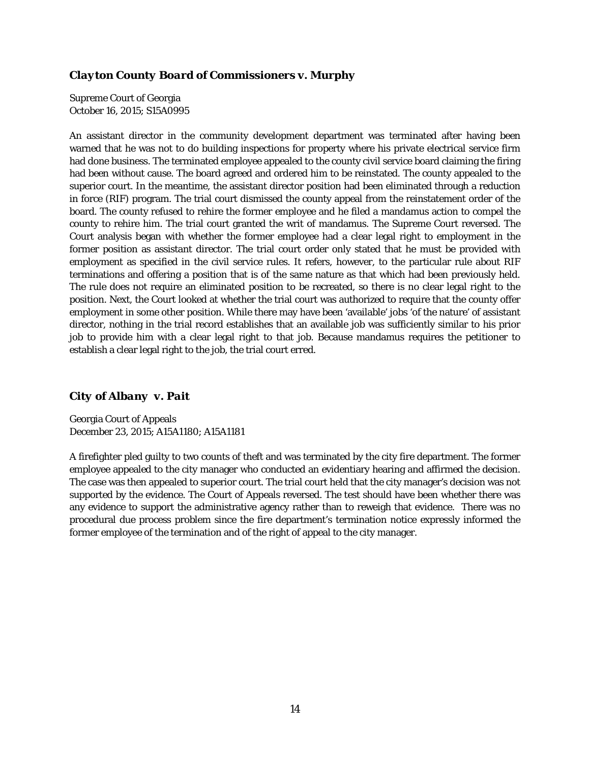### *Clayton County Board of Commissioners v. Murphy*

Supreme Court of Georgia
October 16, 2015; S15A0995

An assistant director in the community development department was terminated after having been warned that he was not to do building inspections for property where his private electrical service firm had done business. The terminated employee appealed to the county civil service board claiming the firing had been without cause. The board agreed and ordered him to be reinstated. The county appealed to the superior court. In the meantime, the assistant director position had been eliminated through a reduction in force (RIF) program. The trial court dismissed the county appeal from the reinstatement order of the board. The county refused to rehire the former employee and he filed a mandamus action to compel the county to rehire him. The trial court granted the writ of mandamus. The Supreme Court reversed. The Court analysis began with whether the former employee had a clear legal right to employment in the former position as assistant director. The trial court order only stated that he must be provided with employment as specified in the civil service rules. It refers, however, to the particular rule about RIF terminations and offering a position that is of the same nature as that which had been previously held. The rule does not require an eliminated position to be recreated, so there is no clear legal right to the position. Next, the Court looked at whether the trial court was authorized to require that the county offer employment in some other position. While there may have been 'available' jobs 'of the nature' of assistant director, nothing in the trial record establishes that an available job was sufficiently similar to his prior job to provide him with a clear legal right to that job. Because mandamus requires the petitioner to establish a clear legal right to the job, the trial court erred.

### *City of Albany v. Pait*

Georgia Court of Appeals
December 23, 2015; A15A1180; A15A1181

A firefighter pled guilty to two counts of theft and was terminated by the city fire department. The former employee appealed to the city manager who conducted an evidentiary hearing and affirmed the decision. The case was then appealed to superior court. The trial court held that the city manager's decision was not supported by the evidence. The Court of Appeals reversed. The test should have been whether there was any evidence to support the administrative agency rather than to reweigh that evidence. There was no procedural due process problem since the fire department's termination notice expressly informed the former employee of the termination and of the right of appeal to the city manager.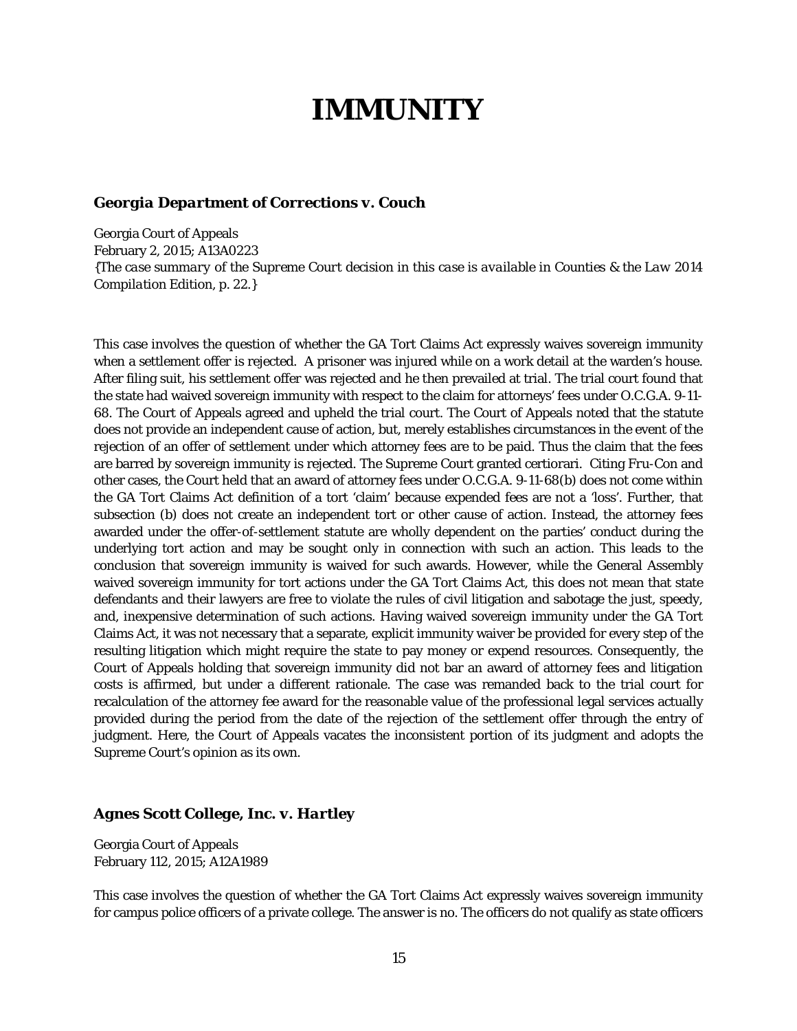# IMMUNITY

### *Georgia Department of Corrections v. Couch*

Georgia Court of Appeals
February 2, 2015; A13A0223
*{The case summary of the Supreme Court decision in this case is available in Counties & the Law 2014 Compilation Edition, p. 22.}*

This case involves the question of whether the GA Tort Claims Act expressly waives sovereign immunity when a settlement offer is rejected. A prisoner was injured while on a work detail at the warden's house. After filing suit, his settlement offer was rejected and he then prevailed at trial. The trial court found that the state had waived sovereign immunity with respect to the claim for attorneys' fees under O.C.G.A. 9-11-68. The Court of Appeals agreed and upheld the trial court. The Court of Appeals noted that the statute does not provide an independent cause of action, but, merely establishes circumstances in the event of the rejection of an offer of settlement under which attorney fees are to be paid. Thus the claim that the fees are barred by sovereign immunity is rejected. The Supreme Court granted certiorari. Citing *Fru-Con* and other cases, the Court held that an award of attorney fees under O.C.G.A. 9-11-68(b) does not come within the GA Tort Claims Act definition of a tort 'claim' because expended fees are not a 'loss'. Further, that subsection (b) does not create an independent tort or other cause of action. Instead, the attorney fees awarded under the offer-of-settlement statute are wholly dependent on the parties' conduct during the underlying tort action and may be sought only in connection with such an action. This leads to the conclusion that sovereign immunity is waived for such awards. However, while the General Assembly waived sovereign immunity for tort actions under the GA Tort Claims Act, this does not mean that state defendants and their lawyers are free to violate the rules of civil litigation and sabotage the just, speedy, and, inexpensive determination of such actions. Having waived sovereign immunity under the GA Tort Claims Act, it was not necessary that a separate, explicit immunity waiver be provided for every step of the resulting litigation which might require the state to pay money or expend resources. Consequently, the Court of Appeals holding that sovereign immunity did not bar an award of attorney fees and litigation costs is affirmed, but under a different rationale. The case was remanded back to the trial court for recalculation of the attorney fee award for the reasonable value of the professional legal services actually provided during the period from the date of the rejection of the settlement offer through the entry of judgment. Here, the Court of Appeals vacates the inconsistent portion of its judgment and adopts the Supreme Court's opinion as its own.

### *Agnes Scott College, Inc. v. Hartley*

Georgia Court of Appeals
February 112, 2015; A12A1989

This case involves the question of whether the GA Tort Claims Act expressly waives sovereign immunity for campus police officers of a private college. The answer is no. The officers do not qualify as state officers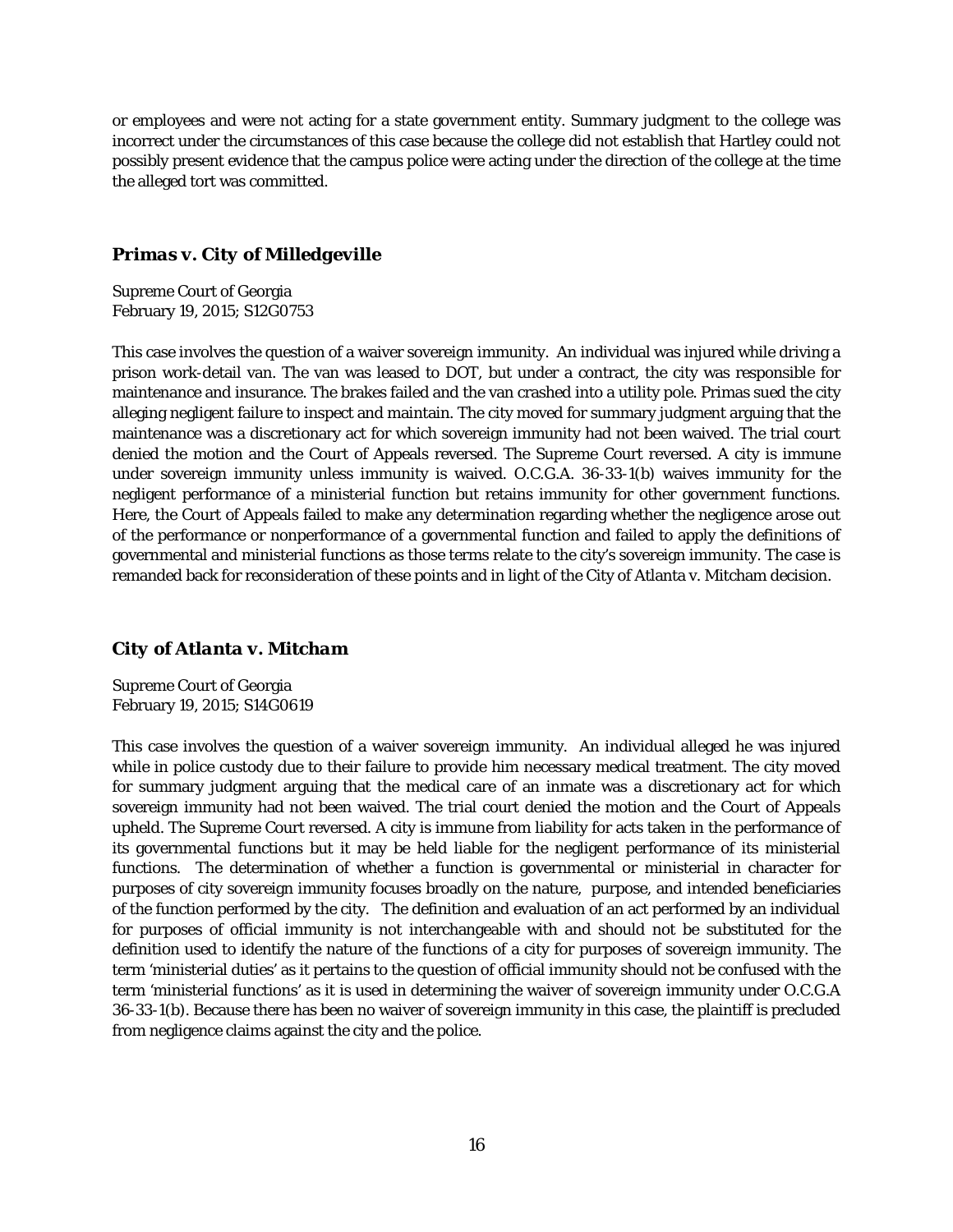or employees and were not acting for a state government entity. Summary judgment to the college was incorrect under the circumstances of this case because the college did not establish that Hartley could not possibly present evidence that the campus police were acting under the direction of the college at the time the alleged tort was committed.

### *Primas v. City of Milledgeville*

Supreme Court of Georgia
February 19, 2015; S12G0753

This case involves the question of a waiver sovereign immunity. An individual was injured while driving a prison work-detail van. The van was leased to DOT, but under a contract, the city was responsible for maintenance and insurance. The brakes failed and the van crashed into a utility pole. Primas sued the city alleging negligent failure to inspect and maintain. The city moved for summary judgment arguing that the maintenance was a discretionary act for which sovereign immunity had not been waived. The trial court denied the motion and the Court of Appeals reversed. The Supreme Court reversed. A city is immune under sovereign immunity unless immunity is waived. O.C.G.A. 36-33-1(b) waives immunity for the negligent performance of a ministerial function but retains immunity for other government functions. Here, the Court of Appeals failed to make any determination regarding whether the negligence arose out of the performance or nonperformance of a governmental function and failed to apply the definitions of governmental and ministerial functions as those terms relate to the city's sovereign immunity. The case is remanded back for reconsideration of these points and in light of the City of Atlanta v. Mitcham decision.

### *City of Atlanta v. Mitcham*

Supreme Court of Georgia
February 19, 2015; S14G0619

This case involves the question of a waiver sovereign immunity. An individual alleged he was injured while in police custody due to their failure to provide him necessary medical treatment. The city moved for summary judgment arguing that the medical care of an inmate was a discretionary act for which sovereign immunity had not been waived. The trial court denied the motion and the Court of Appeals upheld. The Supreme Court reversed. A city is immune from liability for acts taken in the performance of its governmental functions but it may be held liable for the negligent performance of its ministerial functions. The determination of whether a function is governmental or ministerial in character for purposes of city sovereign immunity focuses broadly on the nature, purpose, and intended beneficiaries of the function performed by the city. The definition and evaluation of an act performed by an individual for purposes of official immunity is not interchangeable with and should not be substituted for the definition used to identify the nature of the functions of a city for purposes of sovereign immunity. The term 'ministerial duties' as it pertains to the question of official immunity should not be confused with the term 'ministerial functions' as it is used in determining the waiver of sovereign immunity under O.C.G.A 36-33-1(b). Because there has been no waiver of sovereign immunity in this case, the plaintiff is precluded from negligence claims against the city and the police.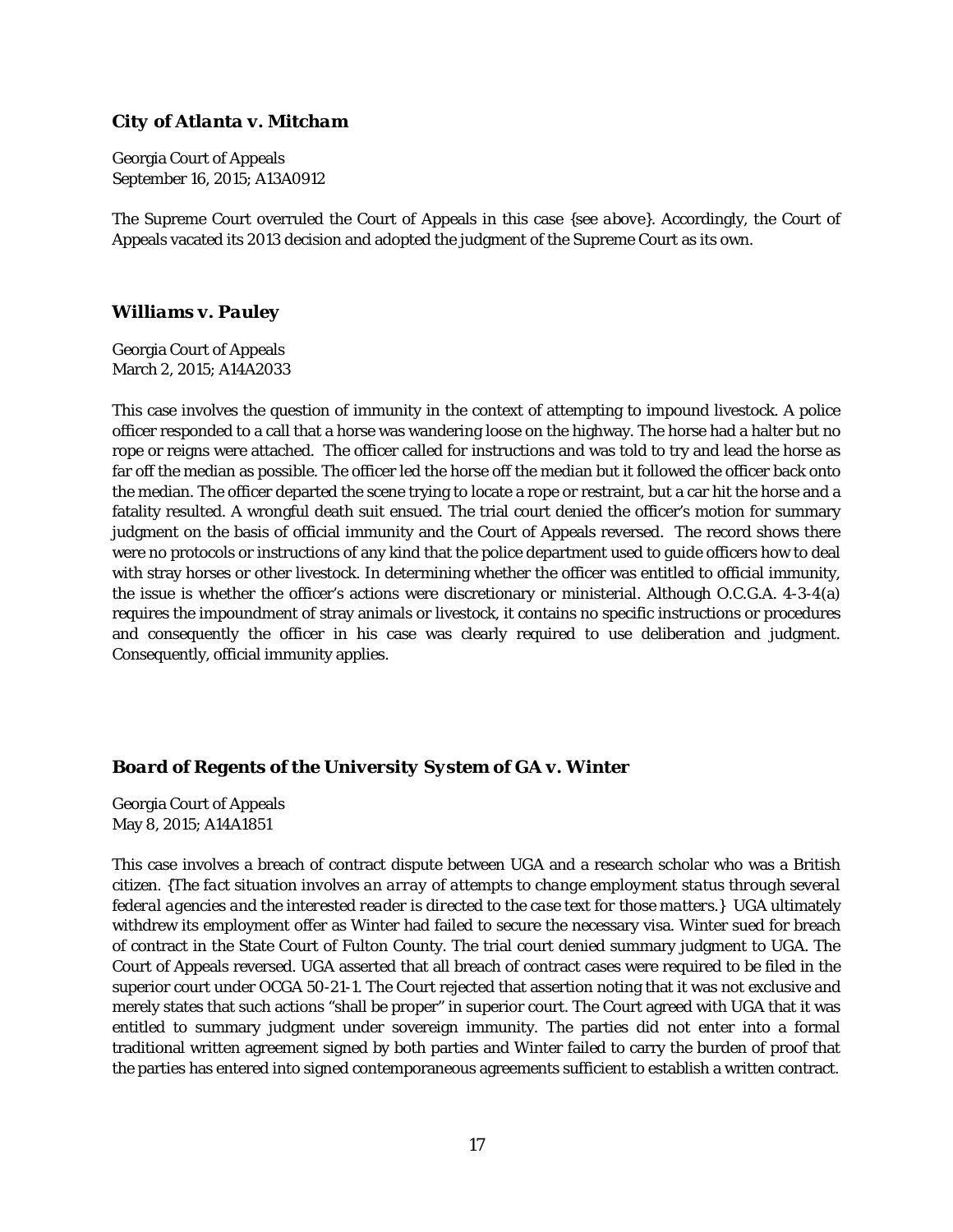### *City of Atlanta v. Mitcham*

Georgia Court of Appeals
September 16, 2015; A13A0912

The Supreme Court overruled the Court of Appeals in this case {*see above*}. Accordingly, the Court of Appeals vacated its 2013 decision and adopted the judgment of the Supreme Court as its own.

### *Williams v. Pauley*

Georgia Court of Appeals
March 2, 2015; A14A2033

This case involves the question of immunity in the context of attempting to impound livestock. A police officer responded to a call that a horse was wandering loose on the highway. The horse had a halter but no rope or reigns were attached. The officer called for instructions and was told to try and lead the horse as far off the median as possible. The officer led the horse off the median but it followed the officer back onto the median. The officer departed the scene trying to locate a rope or restraint, but a car hit the horse and a fatality resulted. A wrongful death suit ensued. The trial court denied the officer's motion for summary judgment on the basis of official immunity and the Court of Appeals reversed. The record shows there were no protocols or instructions of any kind that the police department used to guide officers how to deal with stray horses or other livestock. In determining whether the officer was entitled to official immunity, the issue is whether the officer's actions were discretionary or ministerial. Although O.C.G.A. 4-3-4(a) requires the impoundment of stray animals or livestock, it contains no specific instructions or procedures and consequently the officer in his case was clearly required to use deliberation and judgment. Consequently, official immunity applies.

### *Board of Regents of the University System of GA v. Winter*

Georgia Court of Appeals
May 8, 2015; A14A1851

This case involves a breach of contract dispute between UGA and a research scholar who was a British citizen. {*The fact situation involves an array of attempts to change employment status through several federal agencies and the interested reader is directed to the case text for those matters.*} UGA ultimately withdrew its employment offer as Winter had failed to secure the necessary visa. Winter sued for breach of contract in the State Court of Fulton County. The trial court denied summary judgment to UGA. The Court of Appeals reversed. UGA asserted that all breach of contract cases were required to be filed in the superior court under OCGA 50-21-1. The Court rejected that assertion noting that it was not exclusive and merely states that such actions "shall be proper" in superior court. The Court agreed with UGA that it was entitled to summary judgment under sovereign immunity. The parties did not enter into a formal traditional written agreement signed by both parties and Winter failed to carry the burden of proof that the parties has entered into signed contemporaneous agreements sufficient to establish a written contract.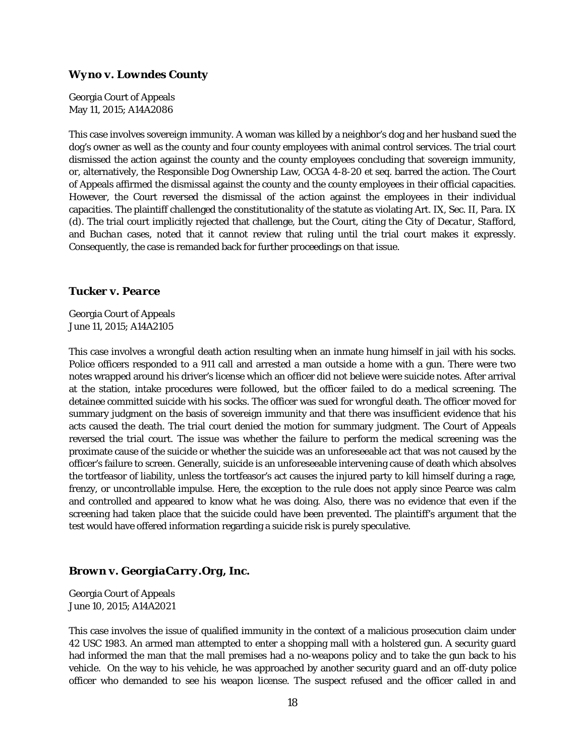### *Wyno v. Lowndes County*

Georgia Court of Appeals
May 11, 2015; A14A2086

This case involves sovereign immunity. A woman was killed by a neighbor's dog and her husband sued the dog's owner as well as the county and four county employees with animal control services. The trial court dismissed the action against the county and the county employees concluding that sovereign immunity, or, alternatively, the Responsible Dog Ownership Law, OCGA 4-8-20 et seq. barred the action. The Court of Appeals affirmed the dismissal against the county and the county employees in their official capacities. However, the Court reversed the dismissal of the action against the employees in their individual capacities. The plaintiff challenged the constitutionality of the statute as violating Art. IX, Sec. II, Para. IX (d). The trial court implicitly rejected that challenge, but the Court, citing the *City of Decatur*, *Stafford*, and *Buchan* cases, noted that it cannot review that ruling until the trial court makes it expressly. Consequently, the case is remanded back for further proceedings on that issue.

### *Tucker v. Pearce*

Georgia Court of Appeals
June 11, 2015; A14A2105

This case involves a wrongful death action resulting when an inmate hung himself in jail with his socks. Police officers responded to a 911 call and arrested a man outside a home with a gun. There were two notes wrapped around his driver's license which an officer did not believe were suicide notes. After arrival at the station, intake procedures were followed, but the officer failed to do a medical screening. The detainee committed suicide with his socks. The officer was sued for wrongful death. The officer moved for summary judgment on the basis of sovereign immunity and that there was insufficient evidence that his acts caused the death. The trial court denied the motion for summary judgment. The Court of Appeals reversed the trial court. The issue was whether the failure to perform the medical screening was the proximate cause of the suicide or whether the suicide was an unforeseeable act that was not caused by the officer's failure to screen. Generally, suicide is an unforeseeable intervening cause of death which absolves the tortfeasor of liability, unless the tortfeasor's act causes the injured party to kill himself during a rage, frenzy, or uncontrollable impulse. Here, the exception to the rule does not apply since Pearce was calm and controlled and appeared to know what he was doing. Also, there was no evidence that even if the screening had taken place that the suicide could have been prevented. The plaintiff's argument that the test would have offered information regarding a suicide risk is purely speculative.

### *Brown v. GeorgiaCarry.Org, Inc.*

Georgia Court of Appeals
June 10, 2015; A14A2021

This case involves the issue of qualified immunity in the context of a malicious prosecution claim under 42 USC 1983. An armed man attempted to enter a shopping mall with a holstered gun. A security guard had informed the man that the mall premises had a no-weapons policy and to take the gun back to his vehicle. On the way to his vehicle, he was approached by another security guard and an off-duty police officer who demanded to see his weapon license. The suspect refused and the officer called in and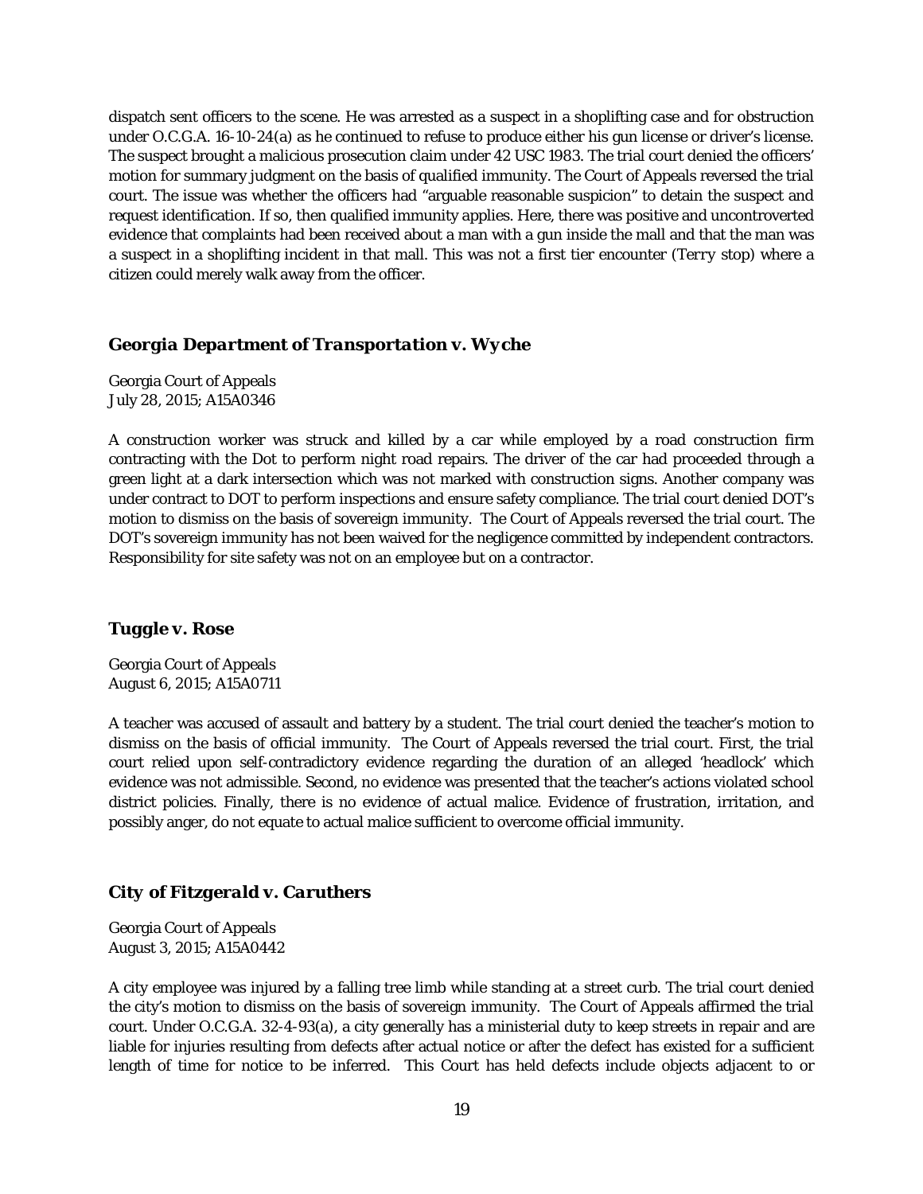dispatch sent officers to the scene. He was arrested as a suspect in a shoplifting case and for obstruction under O.C.G.A. 16-10-24(a) as he continued to refuse to produce either his gun license or driver's license. The suspect brought a malicious prosecution claim under 42 USC 1983. The trial court denied the officers' motion for summary judgment on the basis of qualified immunity. The Court of Appeals reversed the trial court. The issue was whether the officers had "arguable reasonable suspicion" to detain the suspect and request identification. If so, then qualified immunity applies. Here, there was positive and uncontroverted evidence that complaints had been received about a man with a gun inside the mall and that the man was a suspect in a shoplifting incident in that mall. This was not a first tier encounter (*Terry* stop) where a citizen could merely walk away from the officer.

### *Georgia Department of Transportation v. Wyche*

Georgia Court of Appeals
July 28, 2015; A15A0346

A construction worker was struck and killed by a car while employed by a road construction firm contracting with the Dot to perform night road repairs. The driver of the car had proceeded through a green light at a dark intersection which was not marked with construction signs. Another company was under contract to DOT to perform inspections and ensure safety compliance. The trial court denied DOT's motion to dismiss on the basis of sovereign immunity. The Court of Appeals reversed the trial court. The DOT's sovereign immunity has not been waived for the negligence committed by independent contractors. Responsibility for site safety was not on an employee but on a contractor.

### *Tuggle v. Rose*

Georgia Court of Appeals
August 6, 2015; A15A0711

A teacher was accused of assault and battery by a student. The trial court denied the teacher's motion to dismiss on the basis of official immunity. The Court of Appeals reversed the trial court. First, the trial court relied upon self-contradictory evidence regarding the duration of an alleged 'headlock' which evidence was not admissible. Second, no evidence was presented that the teacher's actions violated school district policies. Finally, there is no evidence of actual malice. Evidence of frustration, irritation, and possibly anger, do not equate to actual malice sufficient to overcome official immunity.

### *City of Fitzgerald v. Caruthers*

Georgia Court of Appeals
August 3, 2015; A15A0442

A city employee was injured by a falling tree limb while standing at a street curb. The trial court denied the city's motion to dismiss on the basis of sovereign immunity. The Court of Appeals affirmed the trial court. Under O.C.G.A. 32-4-93(a), a city generally has a ministerial duty to keep streets in repair and are liable for injuries resulting from defects after actual notice or after the defect has existed for a sufficient length of time for notice to be inferred. This Court has held defects include objects adjacent to or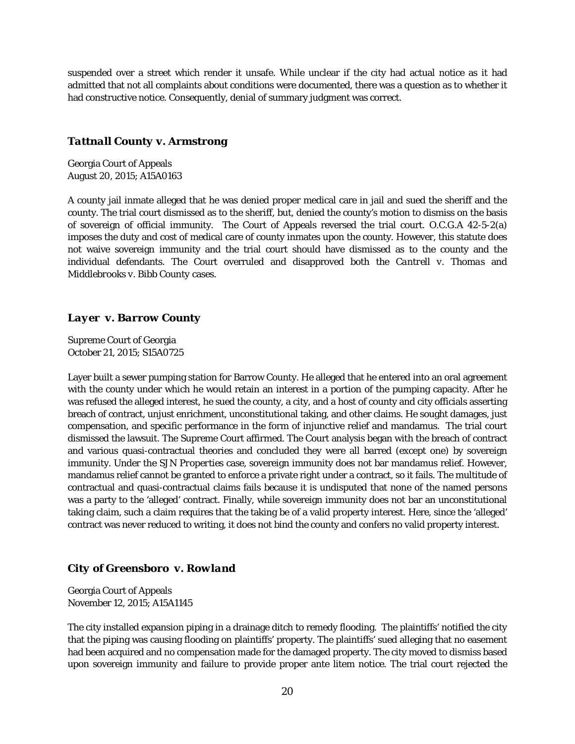suspended over a street which render it unsafe. While unclear if the city had actual notice as it had admitted that not all complaints about conditions were documented, there was a question as to whether it had constructive notice. Consequently, denial of summary judgment was correct.

### *Tattnall County v. Armstrong*

Georgia Court of Appeals
August 20, 2015; A15A0163

A county jail inmate alleged that he was denied proper medical care in jail and sued the sheriff and the county. The trial court dismissed as to the sheriff, but, denied the county's motion to dismiss on the basis of sovereign of official immunity. The Court of Appeals reversed the trial court. O.C.G.A 42-5-2(a) imposes the duty and cost of medical care of county inmates upon the county. However, this statute does not waive sovereign immunity and the trial court should have dismissed as to the county and the individual defendants. The Court overruled and disapproved both the *Cantrell v. Thomas* and *Middlebrooks v. Bibb County* cases.

### *Layer v. Barrow County*

Supreme Court of Georgia
October 21, 2015; S15A0725

Layer built a sewer pumping station for Barrow County. He alleged that he entered into an oral agreement with the county under which he would retain an interest in a portion of the pumping capacity. After he was refused the alleged interest, he sued the county, a city, and a host of county and city officials asserting breach of contract, unjust enrichment, unconstitutional taking, and other claims. He sought damages, just compensation, and specific performance in the form of injunctive relief and mandamus. The trial court dismissed the lawsuit. The Supreme Court affirmed. The Court analysis began with the breach of contract and various quasi-contractual theories and concluded they were all barred (except one) by sovereign immunity. Under the *SJN Properties* case, sovereign immunity does not bar mandamus relief. However, mandamus relief cannot be granted to enforce a private right under a contract, so it fails. The multitude of contractual and quasi-contractual claims fails because it is undisputed that none of the named persons was a party to the 'alleged' contract. Finally, while sovereign immunity does not bar an unconstitutional taking claim, such a claim requires that the taking be of a valid property interest. Here, since the 'alleged' contract was never reduced to writing, it does not bind the county and confers no valid property interest.

### *City of Greensboro v. Rowland*

Georgia Court of Appeals
November 12, 2015; A15A1145

The city installed expansion piping in a drainage ditch to remedy flooding. The plaintiffs' notified the city that the piping was causing flooding on plaintiffs' property. The plaintiffs' sued alleging that no easement had been acquired and no compensation made for the damaged property. The city moved to dismiss based upon sovereign immunity and failure to provide proper ante litem notice. The trial court rejected the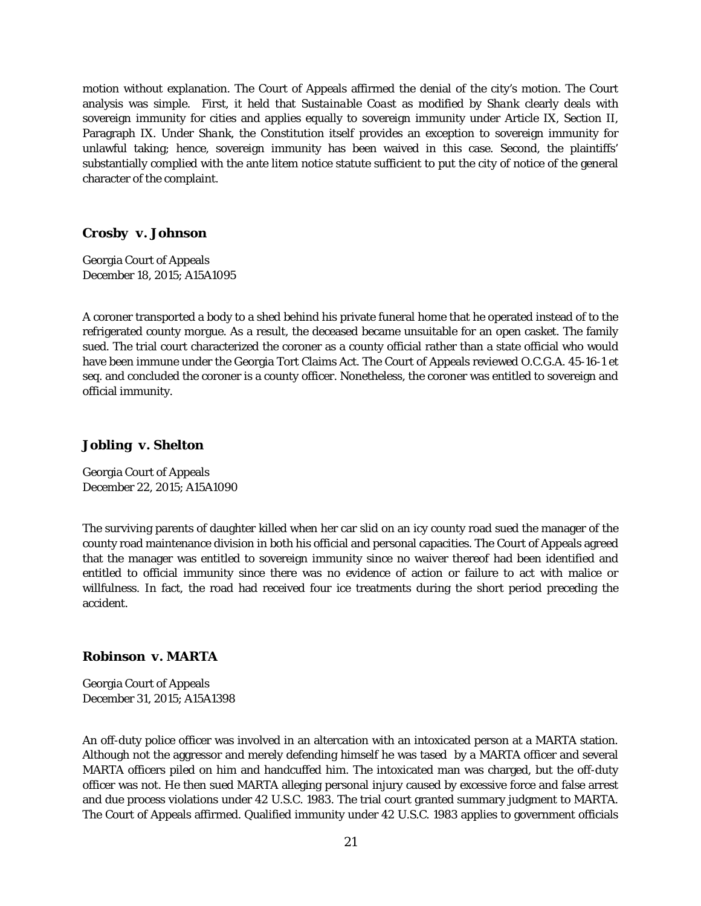motion without explanation. The Court of Appeals affirmed the denial of the city's motion. The Court analysis was simple. First, it held that *Sustainable Coast* as modified by *Shank* clearly deals with sovereign immunity for cities and applies equally to sovereign immunity under Article IX, Section II, Paragraph IX. Under *Shank*, the Constitution itself provides an exception to sovereign immunity for unlawful taking; hence, sovereign immunity has been waived in this case. Second, the plaintiffs' substantially complied with the ante litem notice statute sufficient to put the city of notice of the general character of the complaint.

### Crosby v. Johnson

Georgia Court of Appeals
December 18, 2015; A15A1095

A coroner transported a body to a shed behind his private funeral home that he operated instead of to the refrigerated county morgue. As a result, the deceased became unsuitable for an open casket. The family sued. The trial court characterized the coroner as a county official rather than a state official who would have been immune under the Georgia Tort Claims Act. The Court of Appeals reviewed O.C.G.A. 45-16-1 et seq. and concluded the coroner is a county officer. Nonetheless, the coroner was entitled to sovereign and official immunity.

### Jobling v. Shelton

Georgia Court of Appeals
December 22, 2015; A15A1090

The surviving parents of daughter killed when her car slid on an icy county road sued the manager of the county road maintenance division in both his official and personal capacities. The Court of Appeals agreed that the manager was entitled to sovereign immunity since no waiver thereof had been identified and entitled to official immunity since there was no evidence of action or failure to act with malice or willfulness. In fact, the road had received four ice treatments during the short period preceding the accident.

### Robinson v. MARTA

Georgia Court of Appeals
December 31, 2015; A15A1398

An off-duty police officer was involved in an altercation with an intoxicated person at a MARTA station. Although not the aggressor and merely defending himself he was tased by a MARTA officer and several MARTA officers piled on him and handcuffed him. The intoxicated man was charged, but the off-duty officer was not. He then sued MARTA alleging personal injury caused by excessive force and false arrest and due process violations under 42 U.S.C. 1983. The trial court granted summary judgment to MARTA. The Court of Appeals affirmed. Qualified immunity under 42 U.S.C. 1983 applies to government officials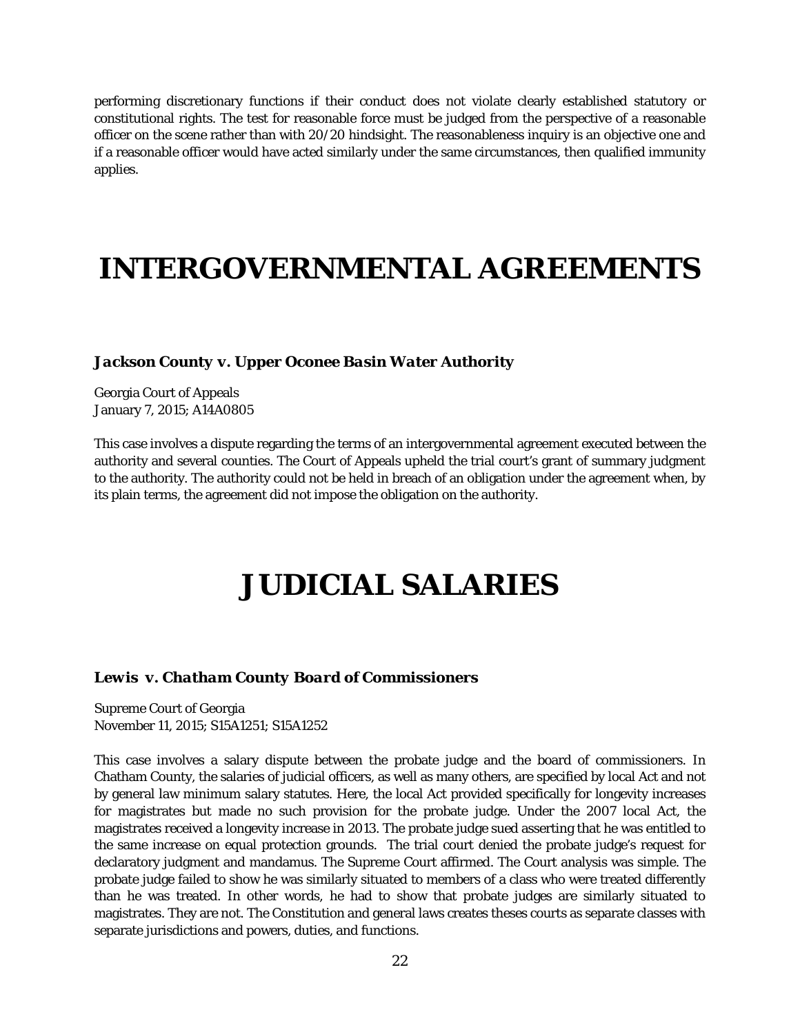performing discretionary functions if their conduct does not violate clearly established statutory or constitutional rights. The test for reasonable force must be judged from the perspective of a reasonable officer on the scene rather than with 20/20 hindsight. The reasonableness inquiry is an objective one and if a reasonable officer would have acted similarly under the same circumstances, then qualified immunity applies.

# INTERGOVERNMENTAL AGREEMENTS

### *Jackson County v. Upper Oconee Basin Water Authority*

Georgia Court of Appeals
January 7, 2015; A14A0805

This case involves a dispute regarding the terms of an intergovernmental agreement executed between the authority and several counties. The Court of Appeals upheld the trial court's grant of summary judgment to the authority. The authority could not be held in breach of an obligation under the agreement when, by its plain terms, the agreement did not impose the obligation on the authority.

# JUDICIAL SALARIES

### *Lewis v. Chatham County Board of Commissioners*

Supreme Court of Georgia
November 11, 2015; S15A1251; S15A1252

This case involves a salary dispute between the probate judge and the board of commissioners. In Chatham County, the salaries of judicial officers, as well as many others, are specified by local Act and not by general law minimum salary statutes. Here, the local Act provided specifically for longevity increases for magistrates but made no such provision for the probate judge. Under the 2007 local Act, the magistrates received a longevity increase in 2013. The probate judge sued asserting that he was entitled to the same increase on equal protection grounds. The trial court denied the probate judge's request for declaratory judgment and mandamus. The Supreme Court affirmed. The Court analysis was simple. The probate judge failed to show he was similarly situated to members of a class who were treated differently than he was treated. In other words, he had to show that probate judges are similarly situated to magistrates. They are not. The Constitution and general laws creates theses courts as separate classes with separate jurisdictions and powers, duties, and functions.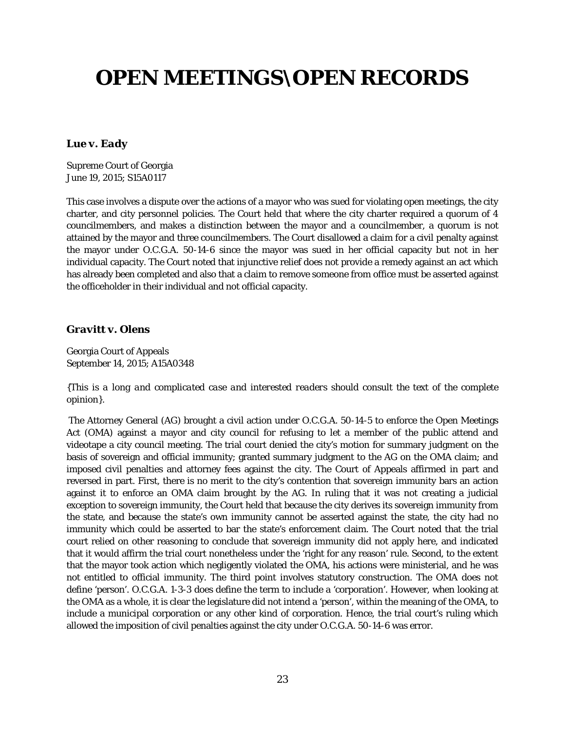# OPEN MEETINGS\OPEN RECORDS

### *Lue v. Eady*

Supreme Court of Georgia
June 19, 2015; S15A0117

This case involves a dispute over the actions of a mayor who was sued for violating open meetings, the city charter, and city personnel policies. The Court held that where the city charter required a quorum of 4 councilmembers, and makes a distinction between the mayor and a councilmember, a quorum is not attained by the mayor and three councilmembers. The Court disallowed a claim for a civil penalty against the mayor under O.C.G.A. 50-14-6 since the mayor was sued in her official capacity but not in her individual capacity. The Court noted that injunctive relief does not provide a remedy against an act which has already been completed and also that a claim to remove someone from office must be asserted against the officeholder in their individual and not official capacity.

### *Gravitt v. Olens*

Georgia Court of Appeals
September 14, 2015; A15A0348

*{This is a long and complicated case and interested readers should consult the text of the complete opinion}.*

The Attorney General (AG) brought a civil action under O.C.G.A. 50-14-5 to enforce the Open Meetings Act (OMA) against a mayor and city council for refusing to let a member of the public attend and videotape a city council meeting. The trial court denied the city's motion for summary judgment on the basis of sovereign and official immunity; granted summary judgment to the AG on the OMA claim; and imposed civil penalties and attorney fees against the city. The Court of Appeals affirmed in part and reversed in part. First, there is no merit to the city's contention that sovereign immunity bars an action against it to enforce an OMA claim brought by the AG. In ruling that it was not creating a judicial exception to sovereign immunity, the Court held that because the city derives its sovereign immunity from the state, and because the state's own immunity cannot be asserted against the state, the city had no immunity which could be asserted to bar the state's enforcement claim. The Court noted that the trial court relied on other reasoning to conclude that sovereign immunity did not apply here, and indicated that it would affirm the trial court nonetheless under the 'right for any reason' rule. Second, to the extent that the mayor took action which negligently violated the OMA, his actions were ministerial, and he was not entitled to official immunity. The third point involves statutory construction. The OMA does not define 'person'. O.C.G.A. 1-3-3 does define the term to include a 'corporation'. However, when looking at the OMA as a whole, it is clear the legislature did not intend a 'person', within the meaning of the OMA, to include a municipal corporation or any other kind of corporation. Hence, the trial court's ruling which allowed the imposition of civil penalties against the city under O.C.G.A. 50-14-6 was error.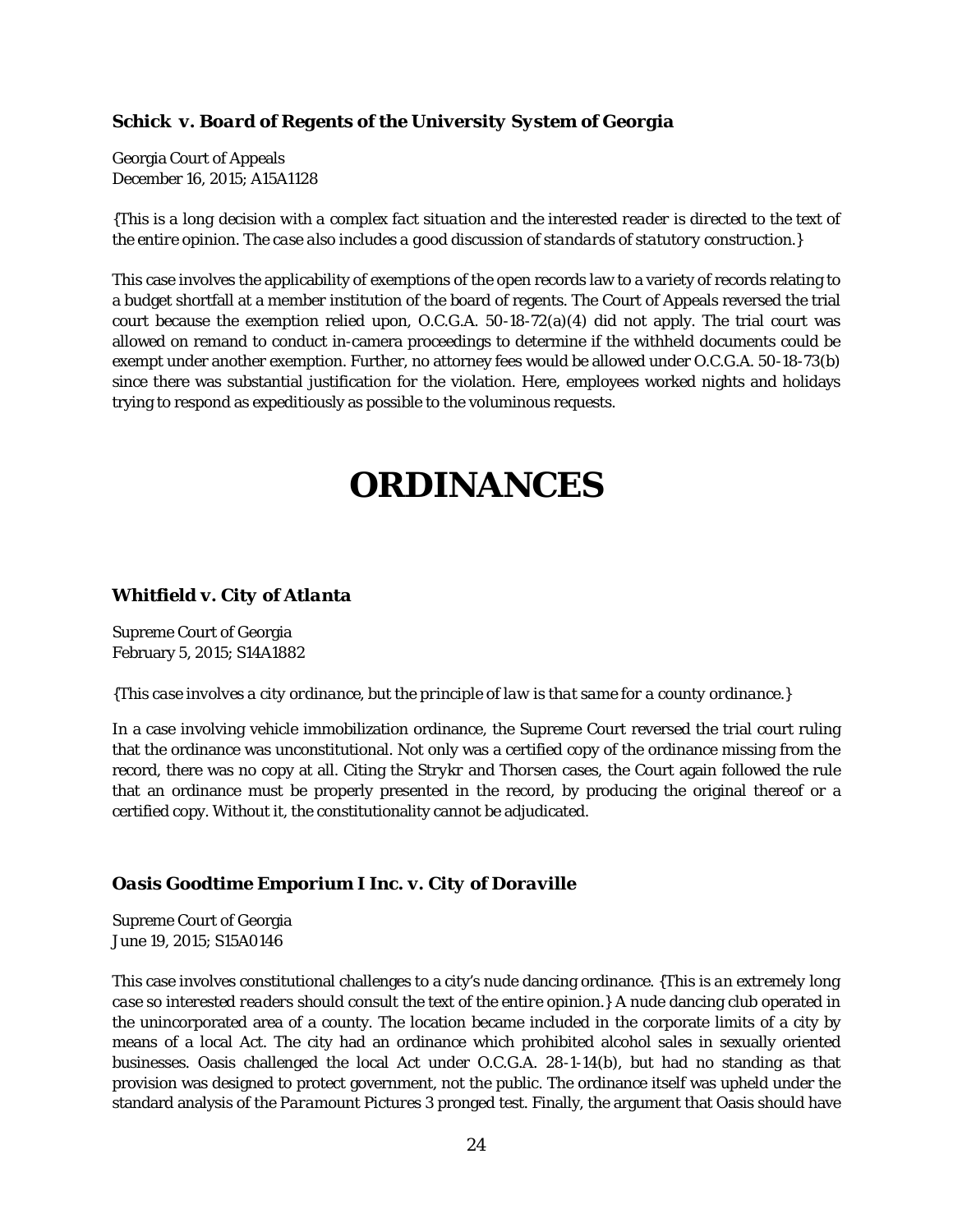### ***Schick v. Board of Regents of the University System of Georgia***

Georgia Court of Appeals
December 16, 2015; A15A1128

*{This is a long decision with a complex fact situation and the interested reader is directed to the text of the entire opinion. The case also includes a good discussion of standards of statutory construction.}*

This case involves the applicability of exemptions of the open records law to a variety of records relating to a budget shortfall at a member institution of the board of regents. The Court of Appeals reversed the trial court because the exemption relied upon, O.C.G.A. 50-18-72(a)(4) did not apply. The trial court was allowed on remand to conduct in-camera proceedings to determine if the withheld documents could be exempt under another exemption. Further, no attorney fees would be allowed under O.C.G.A. 50-18-73(b) since there was substantial justification for the violation. Here, employees worked nights and holidays trying to respond as expeditiously as possible to the voluminous requests.

# ORDINANCES

### ***Whitfield v. City of Atlanta***

Supreme Court of Georgia
February 5, 2015; S14A1882

*{This case involves a city ordinance, but the principle of law is that same for a county ordinance.}*

In a case involving vehicle immobilization ordinance, the Supreme Court reversed the trial court ruling that the ordinance was unconstitutional. Not only was a certified copy of the ordinance missing from the record, there was no copy at all. Citing the *Strykr* and *Thorsen* cases, the Court again followed the rule that an ordinance must be properly presented in the record, by producing the original thereof or a certified copy. Without it, the constitutionality cannot be adjudicated.

### ***Oasis Goodtime Emporium I Inc. v. City of Doraville***

Supreme Court of Georgia
June 19, 2015; S15A0146

This case involves constitutional challenges to a city's nude dancing ordinance. *{This is an extremely long case so interested readers should consult the text of the entire opinion.}* A nude dancing club operated in the unincorporated area of a county. The location became included in the corporate limits of a city by means of a local Act. The city had an ordinance which prohibited alcohol sales in sexually oriented businesses. Oasis challenged the local Act under O.C.G.A. 28-1-14(b), but had no standing as that provision was designed to protect government, not the public. The ordinance itself was upheld under the standard analysis of the *Paramount Pictures* 3 pronged test. Finally, the argument that Oasis should have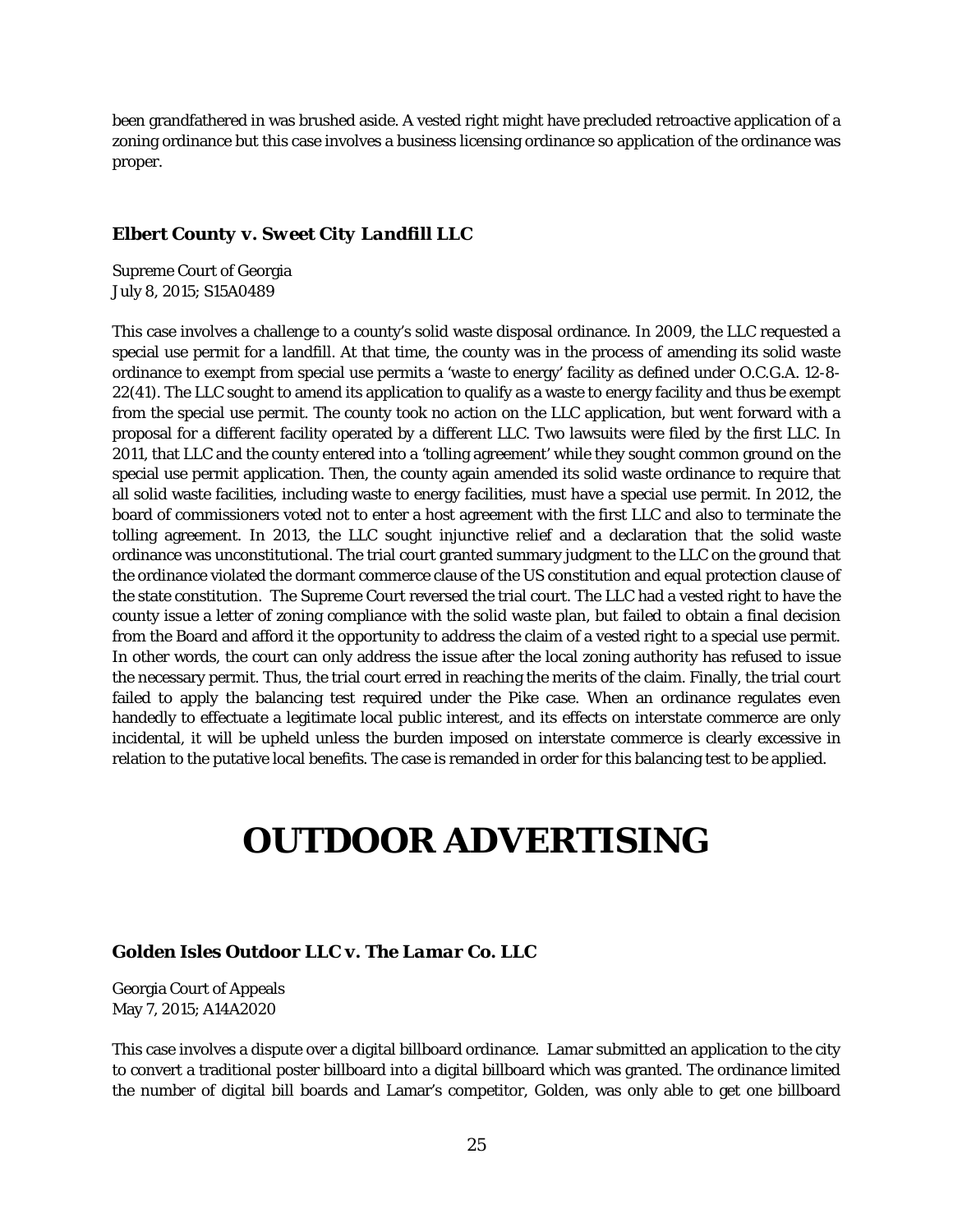been grandfathered in was brushed aside. A vested right might have precluded retroactive application of a zoning ordinance but this case involves a business licensing ordinance so application of the ordinance was proper.

### *Elbert County v. Sweet City Landfill LLC*

Supreme Court of Georgia
July 8, 2015; S15A0489

This case involves a challenge to a county's solid waste disposal ordinance. In 2009, the LLC requested a special use permit for a landfill. At that time, the county was in the process of amending its solid waste ordinance to exempt from special use permits a 'waste to energy' facility as defined under O.C.G.A. 12-8-22(41). The LLC sought to amend its application to qualify as a waste to energy facility and thus be exempt from the special use permit. The county took no action on the LLC application, but went forward with a proposal for a different facility operated by a different LLC. Two lawsuits were filed by the first LLC. In 2011, that LLC and the county entered into a 'tolling agreement' while they sought common ground on the special use permit application. Then, the county again amended its solid waste ordinance to require that all solid waste facilities, including waste to energy facilities, must have a special use permit. In 2012, the board of commissioners voted not to enter a host agreement with the first LLC and also to terminate the tolling agreement. In 2013, the LLC sought injunctive relief and a declaration that the solid waste ordinance was unconstitutional. The trial court granted summary judgment to the LLC on the ground that the ordinance violated the dormant commerce clause of the US constitution and equal protection clause of the state constitution. The Supreme Court reversed the trial court. The LLC had a vested right to have the county issue a letter of zoning compliance with the solid waste plan, but failed to obtain a final decision from the Board and afford it the opportunity to address the claim of a vested right to a special use permit. In other words, the court can only address the issue after the local zoning authority has refused to issue the necessary permit. Thus, the trial court erred in reaching the merits of the claim. Finally, the trial court failed to apply the balancing test required under the Pike case. When an ordinance regulates even handedly to effectuate a legitimate local public interest, and its effects on interstate commerce are only incidental, it will be upheld unless the burden imposed on interstate commerce is clearly excessive in relation to the putative local benefits. The case is remanded in order for this balancing test to be applied.

# OUTDOOR ADVERTISING

### *Golden Isles Outdoor LLC v. The Lamar Co. LLC*

Georgia Court of Appeals
May 7, 2015; A14A2020

This case involves a dispute over a digital billboard ordinance. Lamar submitted an application to the city to convert a traditional poster billboard into a digital billboard which was granted. The ordinance limited the number of digital bill boards and Lamar's competitor, Golden, was only able to get one billboard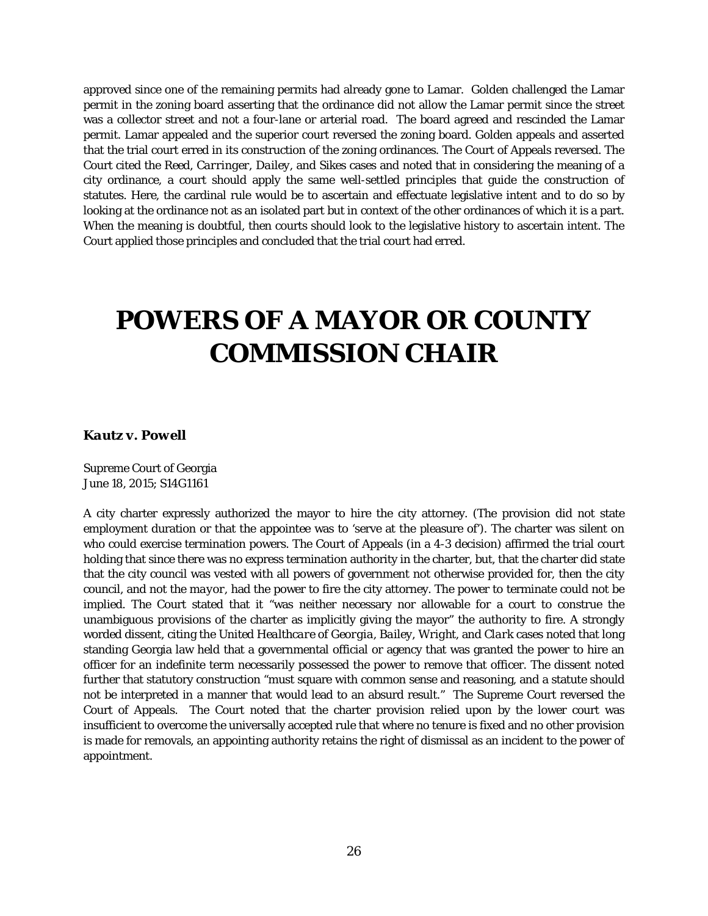approved since one of the remaining permits had already gone to Lamar. Golden challenged the Lamar permit in the zoning board asserting that the ordinance did not allow the Lamar permit since the street was a collector street and not a four-lane or arterial road. The board agreed and rescinded the Lamar permit. Lamar appealed and the superior court reversed the zoning board. Golden appeals and asserted that the trial court erred in its construction of the zoning ordinances. The Court of Appeals reversed. The Court cited the *Reed*, *Carringer*, *Dailey*, and *Sikes* cases and noted that in considering the meaning of a city ordinance, a court should apply the same well-settled principles that guide the construction of statutes. Here, the cardinal rule would be to ascertain and effectuate legislative intent and to do so by looking at the ordinance not as an isolated part but in context of the other ordinances of which it is a part. When the meaning is doubtful, then courts should look to the legislative history to ascertain intent. The Court applied those principles and concluded that the trial court had erred.

# POWERS OF A MAYOR OR COUNTY COMMISSION CHAIR

***Kautz v. Powell***

Supreme Court of Georgia
June 18, 2015; S14G1161

A city charter expressly authorized the mayor to hire the city attorney. (The provision did not state employment duration or that the appointee was to 'serve at the pleasure of'). The charter was silent on who could exercise termination powers. The Court of Appeals (in a 4-3 decision) affirmed the trial court holding that since there was no express termination authority in the charter, but, that the charter did state that the city council was vested with all powers of government not otherwise provided for, then the city council, and not the *mayor*, had the power to fire the city attorney. The power to terminate could not be implied. The Court stated that it "was neither necessary nor allowable for a court to construe the unambiguous provisions of the charter as implicitly giving the mayor" the authority to fire. A strongly worded dissent, citing the *United Healthcare of Georgia*, *Bailey*, *Wright*, and *Clark* cases noted that long standing Georgia law held that a governmental official or agency that was granted the power to hire an officer for an indefinite term necessarily possessed the power to remove that officer. The dissent noted further that statutory construction "must square with common sense and reasoning, and a statute should not be interpreted in a manner that would lead to an absurd result." The Supreme Court reversed the Court of Appeals. The Court noted that the charter provision relied upon by the lower court was insufficient to overcome the universally accepted rule that where no tenure is fixed and no other provision is made for removals, an appointing authority retains the right of dismissal as an incident to the power of appointment.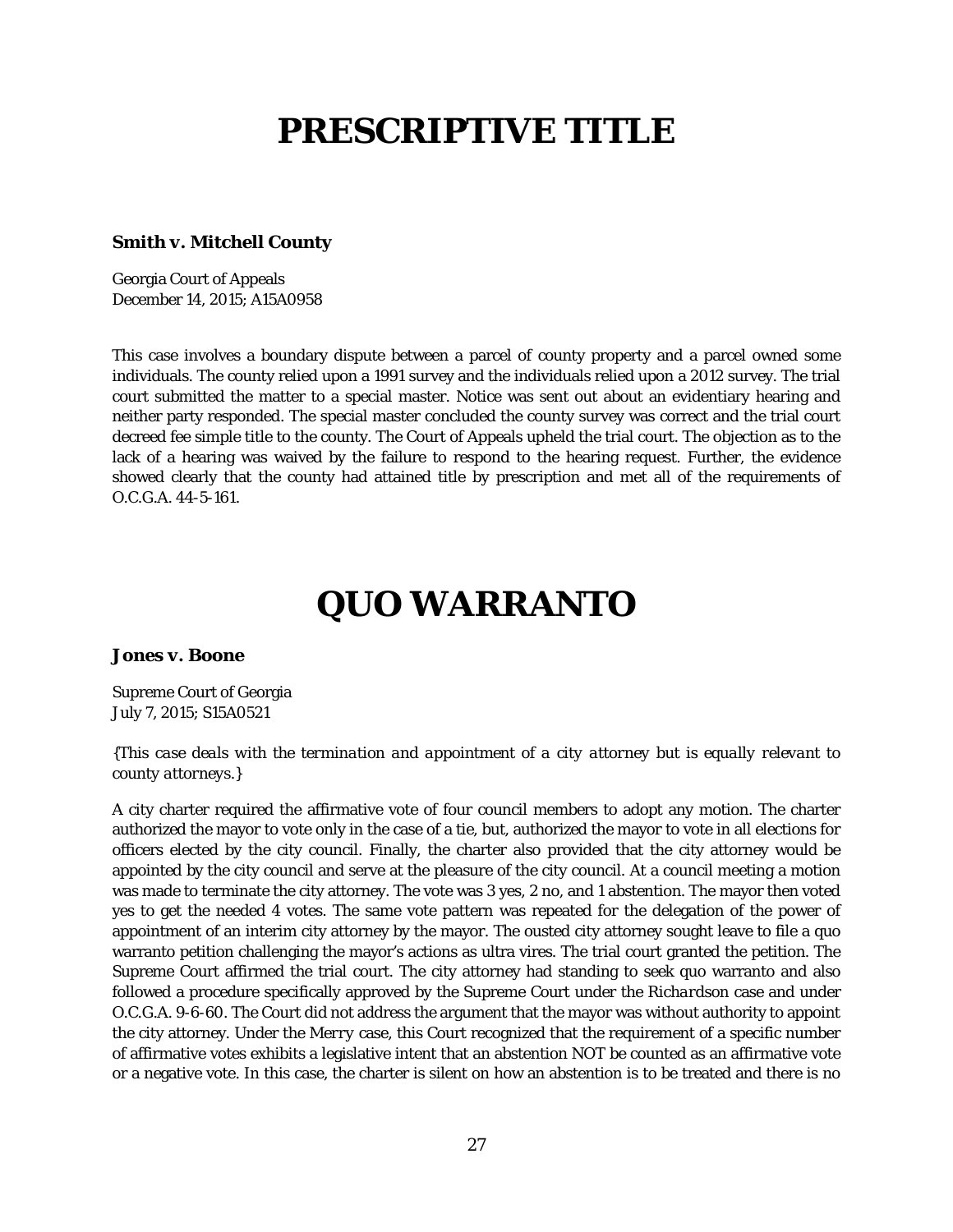# PRESCRIPTIVE TITLE

**Smith v. Mitchell County**

Georgia Court of Appeals
December 14, 2015; A15A0958

This case involves a boundary dispute between a parcel of county property and a parcel owned some individuals. The county relied upon a 1991 survey and the individuals relied upon a 2012 survey. The trial court submitted the matter to a special master. Notice was sent out about an evidentiary hearing and neither party responded. The special master concluded the county survey was correct and the trial court decreed fee simple title to the county. The Court of Appeals upheld the trial court. The objection as to the lack of a hearing was waived by the failure to respond to the hearing request. Further, the evidence showed clearly that the county had attained title by prescription and met all of the requirements of O.C.G.A. 44-5-161.

# QUO WARRANTO

**Jones v. Boone**

Supreme Court of Georgia
July 7, 2015; S15A0521

*{This case deals with the termination and appointment of a city attorney but is equally relevant to county attorneys.}*

A city charter required the affirmative vote of four council members to adopt any motion. The charter authorized the mayor to vote only in the case of a tie, but, authorized the mayor to vote in all elections for officers elected by the city council. Finally, the charter also provided that the city attorney would be appointed by the city council and serve at the pleasure of the city council. At a council meeting a motion was made to terminate the city attorney. The vote was 3 yes, 2 no, and 1 abstention. The mayor then voted yes to get the needed 4 votes. The same vote pattern was repeated for the delegation of the power of appointment of an interim city attorney by the mayor. The ousted city attorney sought leave to file a quo warranto petition challenging the mayor's actions as ultra vires. The trial court granted the petition. The Supreme Court affirmed the trial court. The city attorney had standing to seek quo warranto and also followed a procedure specifically approved by the Supreme Court under the *Richardson* case and under O.C.G.A. 9-6-60. The Court did not address the argument that the mayor was without authority to appoint the city attorney. Under the *Merry* case, this Court recognized that the requirement of a specific number of affirmative votes exhibits a legislative intent that an abstention NOT be counted as an affirmative vote or a negative vote. In this case, the charter is silent on how an abstention is to be treated and there is no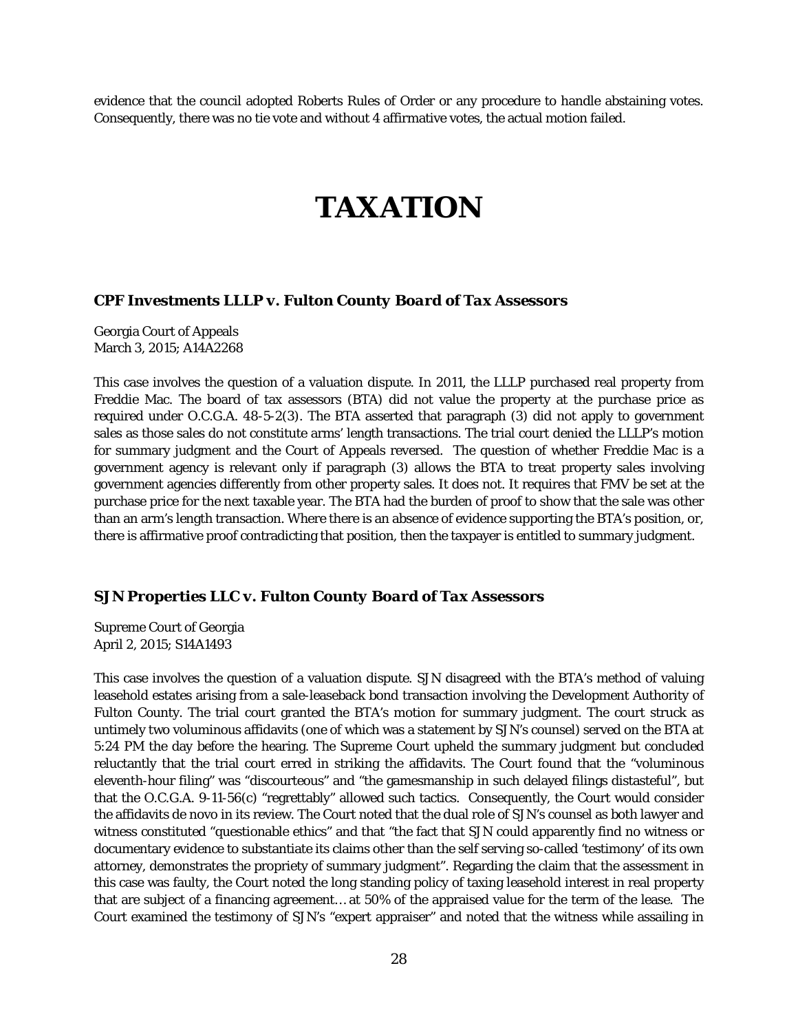evidence that the council adopted Roberts Rules of Order or any procedure to handle abstaining votes. Consequently, there was no tie vote and without 4 affirmative votes, the actual motion failed.

# TAXATION

### *CPF Investments LLLP v. Fulton County Board of Tax Assessors*

Georgia Court of Appeals
March 3, 2015; A14A2268

This case involves the question of a valuation dispute. In 2011, the LLLP purchased real property from Freddie Mac. The board of tax assessors (BTA) did not value the property at the purchase price as required under O.C.G.A. 48-5-2(3). The BTA asserted that paragraph (3) did not apply to government sales as those sales do not constitute arms' length transactions. The trial court denied the LLLP's motion for summary judgment and the Court of Appeals reversed. The question of whether Freddie Mac is a government agency is relevant only if paragraph (3) allows the BTA to treat property sales involving government agencies differently from other property sales. It does not. It requires that FMV be set at the purchase price for the next taxable year. The BTA had the burden of proof to show that the sale was other than an arm's length transaction. Where there is an absence of evidence supporting the BTA's position, or, there is affirmative proof contradicting that position, then the taxpayer is entitled to summary judgment.

### *SJN Properties LLC v. Fulton County Board of Tax Assessors*

Supreme Court of Georgia
April 2, 2015; S14A1493

This case involves the question of a valuation dispute. SJN disagreed with the BTA's method of valuing leasehold estates arising from a sale-leaseback bond transaction involving the Development Authority of Fulton County. The trial court granted the BTA's motion for summary judgment. The court struck as untimely two voluminous affidavits (one of which was a statement by SJN's counsel) served on the BTA at 5:24 PM the day before the hearing. The Supreme Court upheld the summary judgment but concluded reluctantly that the trial court erred in striking the affidavits. The Court found that the "voluminous eleventh-hour filing" was "discourteous" and "the gamesmanship in such delayed filings distasteful", but that the O.C.G.A. 9-11-56(c) "regrettably" allowed such tactics. Consequently, the Court would consider the affidavits de novo in its review. The Court noted that the dual role of SJN's counsel as both lawyer and witness constituted "questionable ethics" and that "the fact that SJN could apparently find no witness or documentary evidence to substantiate its claims other than the self serving so-called 'testimony' of its own attorney, demonstrates the propriety of summary judgment". Regarding the claim that the assessment in this case was faulty, the Court noted the long standing policy of taxing leasehold interest in real property that are subject of a financing agreement… at 50% of the appraised value for the term of the lease. The Court examined the testimony of SJN's "expert appraiser" and noted that the witness while assailing in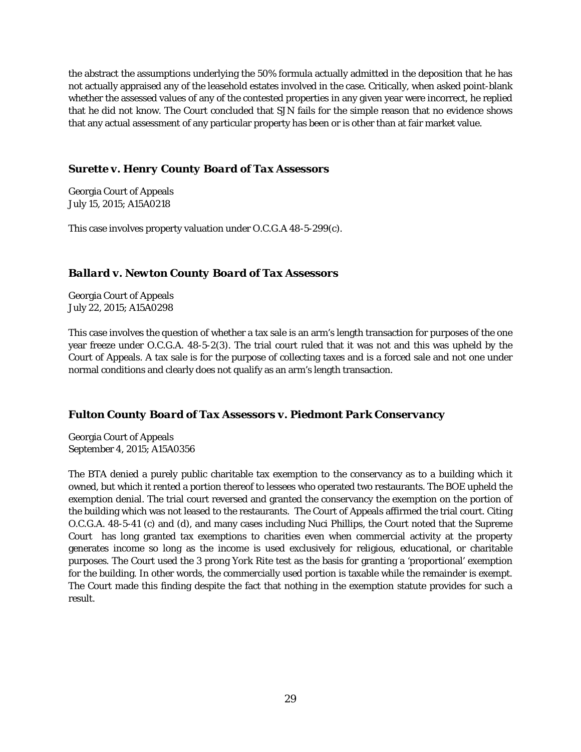the abstract the assumptions underlying the 50% formula actually admitted in the deposition that he has not actually appraised any of the leasehold estates involved in the case. Critically, when asked point-blank whether the assessed values of any of the contested properties in any given year were incorrect, he replied that he did not know. The Court concluded that SJN fails for the simple reason that no evidence shows that any actual assessment of any particular property has been or is other than at fair market value.

### *Surette v. Henry County Board of Tax Assessors*

Georgia Court of Appeals
July 15, 2015; A15A0218

This case involves property valuation under O.C.G.A 48-5-299(c).

### *Ballard v. Newton County Board of Tax Assessors*

Georgia Court of Appeals
July 22, 2015; A15A0298

This case involves the question of whether a tax sale is an arm's length transaction for purposes of the one year freeze under O.C.G.A. 48-5-2(3). The trial court ruled that it was not and this was upheld by the Court of Appeals. A tax sale is for the purpose of collecting taxes and is a forced sale and not one under normal conditions and clearly does not qualify as an arm's length transaction.

### *Fulton County Board of Tax Assessors v. Piedmont Park Conservancy*

Georgia Court of Appeals
September 4, 2015; A15A0356

The BTA denied a purely public charitable tax exemption to the conservancy as to a building which it owned, but which it rented a portion thereof to lessees who operated two restaurants. The BOE upheld the exemption denial. The trial court reversed and granted the conservancy the exemption on the portion of the building which was not leased to the restaurants. The Court of Appeals affirmed the trial court. Citing O.C.G.A. 48-5-41 (c) and (d), and many cases including Nuci Phillips, the Court noted that the Supreme Court has long granted tax exemptions to charities even when commercial activity at the property generates income so long as the income is used exclusively for religious, educational, or charitable purposes. The Court used the 3 prong York Rite test as the basis for granting a 'proportional' exemption for the building. In other words, the commercially used portion is taxable while the remainder is exempt. The Court made this finding despite the fact that nothing in the exemption statute provides for such a result.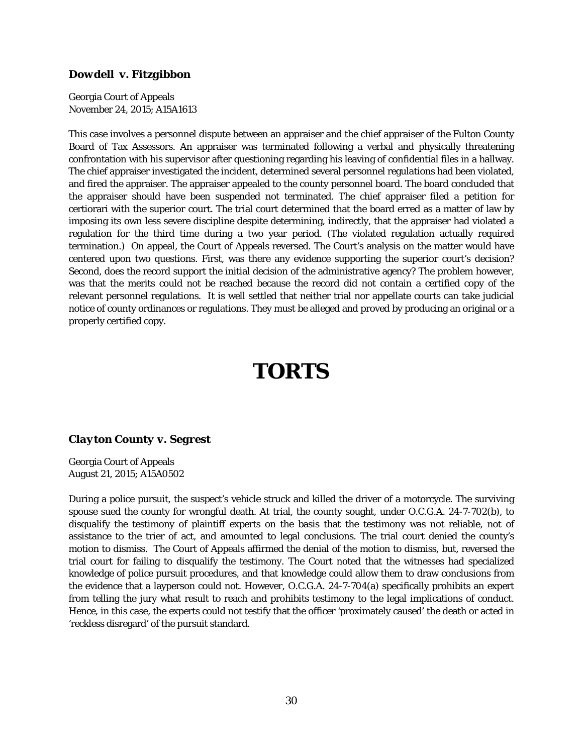### **Dowdell v. Fitzgibbon**

Georgia Court of Appeals
November 24, 2015; A15A1613

This case involves a personnel dispute between an appraiser and the chief appraiser of the Fulton County Board of Tax Assessors. An appraiser was terminated following a verbal and physically threatening confrontation with his supervisor after questioning regarding his leaving of confidential files in a hallway. The chief appraiser investigated the incident, determined several personnel regulations had been violated, and fired the appraiser. The appraiser appealed to the county personnel board. The board concluded that the appraiser should have been suspended not terminated. The chief appraiser filed a petition for certiorari with the superior court. The trial court determined that the board erred as a matter of law by imposing its own less severe discipline despite determining, indirectly, that the appraiser had violated a regulation for the third time during a two year period. (The violated regulation actually required termination.) On appeal, the Court of Appeals reversed. The Court's analysis on the matter would have centered upon two questions. First, was there any evidence supporting the superior court's decision? Second, does the record support the initial decision of the administrative agency? The problem however, was that the merits could not be reached because the record did not contain a certified copy of the relevant personnel regulations. It is well settled that neither trial nor appellate courts can take judicial notice of county ordinances or regulations. They must be alleged and proved by producing an original or a properly certified copy.

# **TORTS**

### **Clayton County v. Segrest**

Georgia Court of Appeals
August 21, 2015; A15A0502

During a police pursuit, the suspect's vehicle struck and killed the driver of a motorcycle. The surviving spouse sued the county for wrongful death. At trial, the county sought, under O.C.G.A. 24-7-702(b), to disqualify the testimony of plaintiff experts on the basis that the testimony was not reliable, not of assistance to the trier of act, and amounted to legal conclusions. The trial court denied the county's motion to dismiss. The Court of Appeals affirmed the denial of the motion to dismiss, but, reversed the trial court for failing to disqualify the testimony. The Court noted that the witnesses had specialized knowledge of police pursuit procedures, and that knowledge could allow them to draw conclusions from the evidence that a layperson could not. However, O.C.G.A. 24-7-704(a) specifically prohibits an expert from telling the jury what result to reach and prohibits testimony to the legal implications of conduct. Hence, in this case, the experts could not testify that the officer 'proximately caused' the death or acted in 'reckless disregard' of the pursuit standard.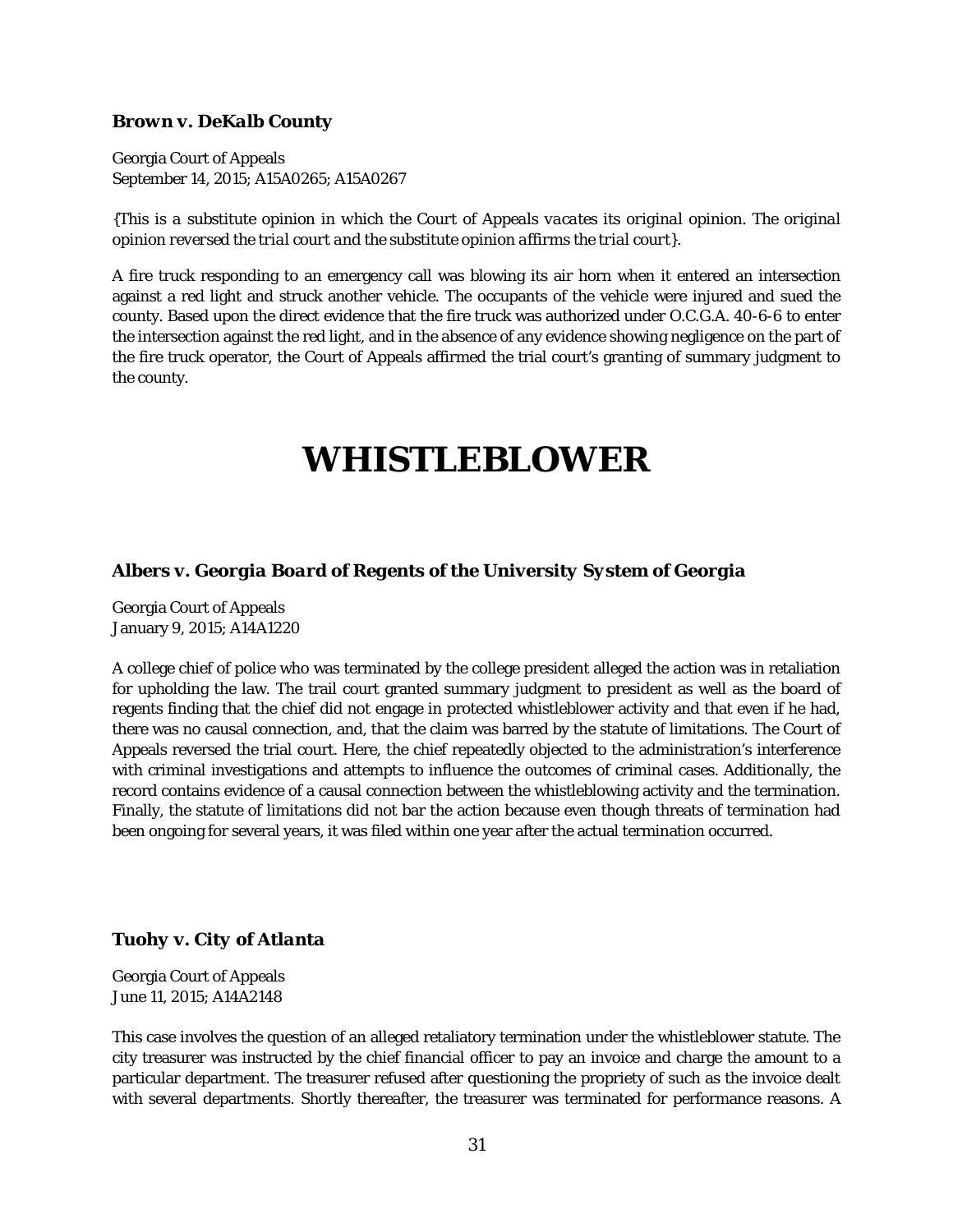### ***Brown v. DeKalb County***

Georgia Court of Appeals
September 14, 2015; A15A0265; A15A0267

*{This is a substitute opinion in which the Court of Appeals vacates its original opinion. The original opinion reversed the trial court and the substitute opinion affirms the trial court}.*

A fire truck responding to an emergency call was blowing its air horn when it entered an intersection against a red light and struck another vehicle. The occupants of the vehicle were injured and sued the county. Based upon the direct evidence that the fire truck was authorized under O.C.G.A. 40-6-6 to enter the intersection against the red light, and in the absence of any evidence showing negligence on the part of the fire truck operator, the Court of Appeals affirmed the trial court's granting of summary judgment to the county.

# WHISTLEBLOWER

### ***Albers v. Georgia Board of Regents of the University System of Georgia***

Georgia Court of Appeals
January 9, 2015; A14A1220

A college chief of police who was terminated by the college president alleged the action was in retaliation for upholding the law. The trail court granted summary judgment to president as well as the board of regents finding that the chief did not engage in protected whistleblower activity and that even if he had, there was no causal connection, and, that the claim was barred by the statute of limitations. The Court of Appeals reversed the trial court. Here, the chief repeatedly objected to the administration's interference with criminal investigations and attempts to influence the outcomes of criminal cases. Additionally, the record contains evidence of a causal connection between the whistleblowing activity and the termination. Finally, the statute of limitations did not bar the action because even though threats of termination had been ongoing for several years, it was filed within one year after the actual termination occurred.

### ***Tuohy v. City of Atlanta***

Georgia Court of Appeals
June 11, 2015; A14A2148

This case involves the question of an alleged retaliatory termination under the whistleblower statute. The city treasurer was instructed by the chief financial officer to pay an invoice and charge the amount to a particular department. The treasurer refused after questioning the propriety of such as the invoice dealt with several departments. Shortly thereafter, the treasurer was terminated for performance reasons. A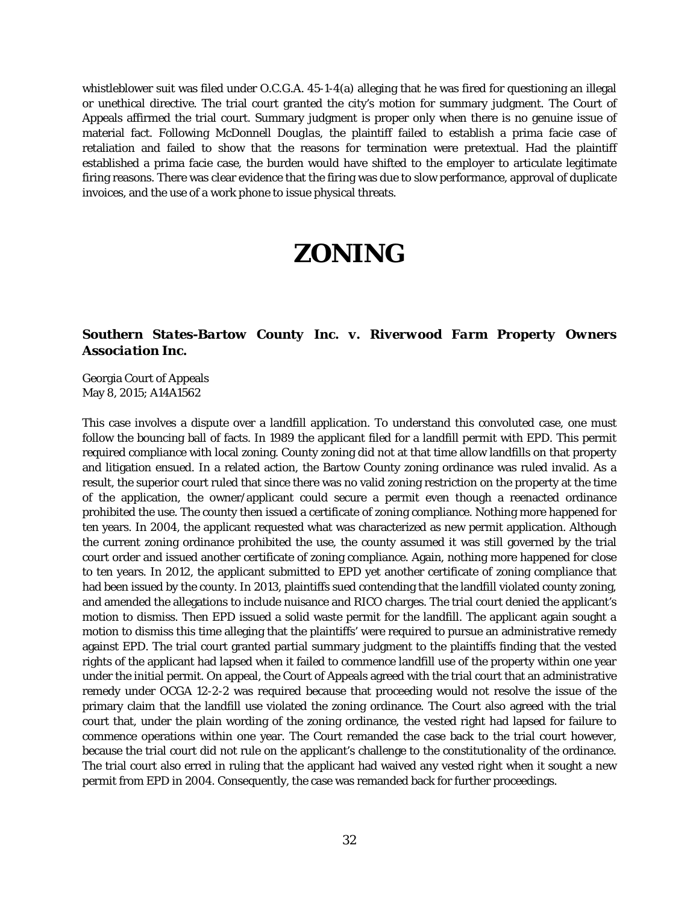whistleblower suit was filed under O.C.G.A. 45-1-4(a) alleging that he was fired for questioning an illegal or unethical directive. The trial court granted the city's motion for summary judgment. The Court of Appeals affirmed the trial court. Summary judgment is proper only when there is no genuine issue of material fact. Following *McDonnell Douglas*, the plaintiff failed to establish a prima facie case of retaliation and failed to show that the reasons for termination were pretextual. Had the plaintiff established a prima facie case, the burden would have shifted to the employer to articulate legitimate firing reasons. There was clear evidence that the firing was due to slow performance, approval of duplicate invoices, and the use of a work phone to issue physical threats.

# ZONING

### *Southern States-Bartow County Inc. v. Riverwood Farm Property Owners Association Inc.*

Georgia Court of Appeals
May 8, 2015; A14A1562

This case involves a dispute over a landfill application. To understand this convoluted case, one must follow the bouncing ball of facts. In 1989 the applicant filed for a landfill permit with EPD. This permit required compliance with local zoning. County zoning did not at that time allow landfills on that property and litigation ensued. In a related action, the Bartow County zoning ordinance was ruled invalid. As a result, the superior court ruled that since there was no valid zoning restriction on the property at the time of the application, the owner/applicant could secure a permit even though a reenacted ordinance prohibited the use. The county then issued a certificate of zoning compliance. Nothing more happened for ten years. In 2004, the applicant requested what was characterized as new permit application. Although the current zoning ordinance prohibited the use, the county assumed it was still governed by the trial court order and issued another certificate of zoning compliance. Again, nothing more happened for close to ten years. In 2012, the applicant submitted to EPD yet another certificate of zoning compliance that had been issued by the county. In 2013, plaintiffs sued contending that the landfill violated county zoning, and amended the allegations to include nuisance and RICO charges. The trial court denied the applicant's motion to dismiss. Then EPD issued a solid waste permit for the landfill. The applicant again sought a motion to dismiss this time alleging that the plaintiffs' were required to pursue an administrative remedy against EPD. The trial court granted partial summary judgment to the plaintiffs finding that the vested rights of the applicant had lapsed when it failed to commence landfill use of the property within one year under the initial permit. On appeal, the Court of Appeals agreed with the trial court that an administrative remedy under OCGA 12-2-2 was required because that proceeding would not resolve the issue of the primary claim that the landfill use violated the zoning ordinance. The Court also agreed with the trial court that, under the plain wording of the zoning ordinance, the vested right had lapsed for failure to commence operations within one year. The Court remanded the case back to the trial court however, because the trial court did not rule on the applicant's challenge to the constitutionality of the ordinance. The trial court also erred in ruling that the applicant had waived any vested right when it sought a new permit from EPD in 2004. Consequently, the case was remanded back for further proceedings.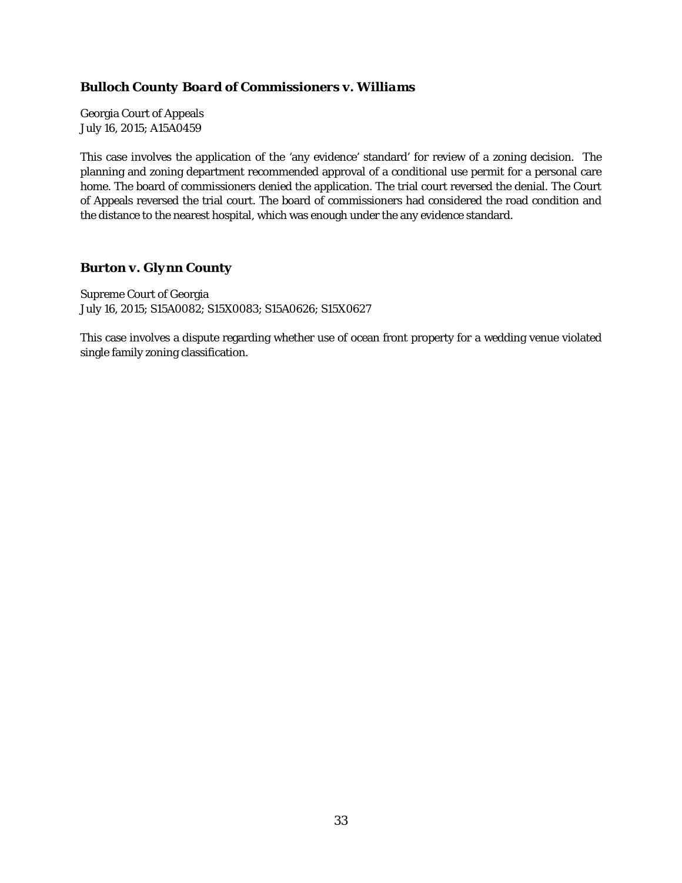### ***Bulloch County Board of Commissioners v. Williams***

Georgia Court of Appeals
July 16, 2015; A15A0459

This case involves the application of the 'any evidence' standard' for review of a zoning decision. The planning and zoning department recommended approval of a conditional use permit for a personal care home. The board of commissioners denied the application. The trial court reversed the denial. The Court of Appeals reversed the trial court. The board of commissioners had considered the road condition and the distance to the nearest hospital, which was enough under the any evidence standard.

### ***Burton v. Glynn County***

Supreme Court of Georgia
July 16, 2015; S15A0082; S15X0083; S15A0626; S15X0627

This case involves a dispute regarding whether use of ocean front property for a wedding venue violated single family zoning classification.